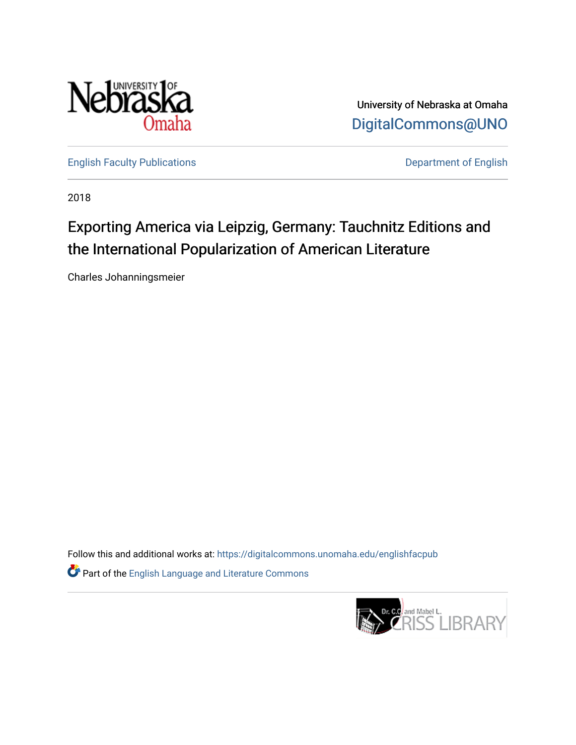University of Nebraska at Omaha

DigitalCommons@UNO

English Faculty Publications

Department of English

2018

# Exporting America via Leipzig, Germany: Tauchnitz Editions and the International Popularization of American Literature

Charles Johanningsmeier

Follow this and additional works at: https://digitalcommons.unomaha.edu/englishfacpub

Part of the English Language and Literature Commons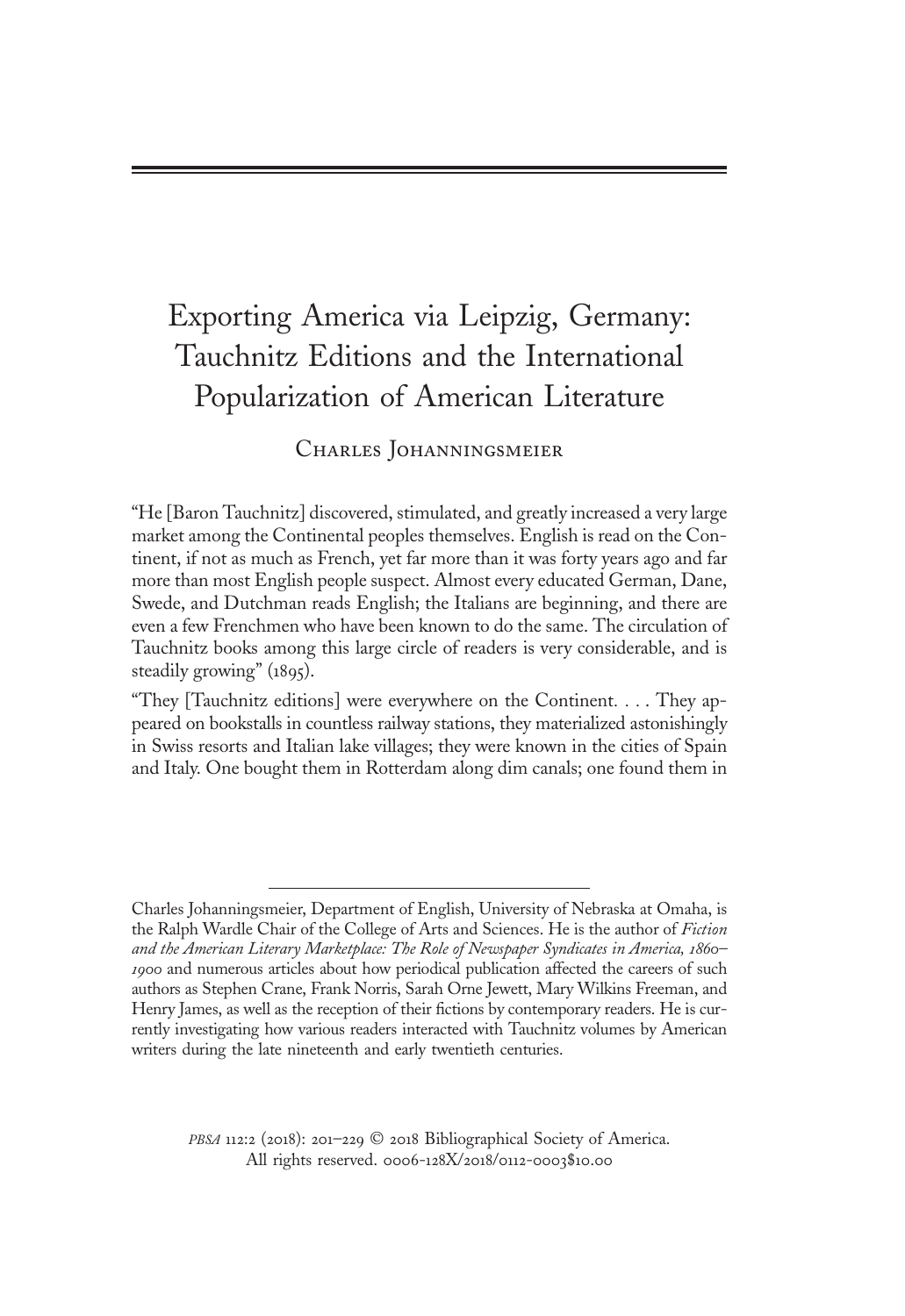# Exporting America via Leipzig, Germany: Tauchnitz Editions and the International Popularization of American Literature

Charles Johanningsmeier

"He [Baron Tauchnitz] discovered, stimulated, and greatly increased a very large market among the Continental peoples themselves. English is read on the Continent, if not as much as French, yet far more than it was forty years ago and far more than most English people suspect. Almost every educated German, Dane, Swede, and Dutchman reads English; the Italians are beginning, and there are even a few Frenchmen who have been known to do the same. The circulation of Tauchnitz books among this large circle of readers is very considerable, and is steadily growing" (1895).

"They [Tauchnitz editions] were everywhere on the Continent. . . . They appeared on bookstalls in countless railway stations, they materialized astonishingly in Swiss resorts and Italian lake villages; they were known in the cities of Spain and Italy. One bought them in Rotterdam along dim canals; one found them in

---

Charles Johanningsmeier, Department of English, University of Nebraska at Omaha, is the Ralph Wardle Chair of the College of Arts and Sciences. He is the author of *Fiction and the American Literary Marketplace: The Role of Newspaper Syndicates in America, 1860–1900* and numerous articles about how periodical publication affected the careers of such authors as Stephen Crane, Frank Norris, Sarah Orne Jewett, Mary Wilkins Freeman, and Henry James, as well as the reception of their fictions by contemporary readers. He is currently investigating how various readers interacted with Tauchnitz volumes by American writers during the late nineteenth and early twentieth centuries.

*PBSA* 112:2 (2018): 201–229 © 2018 Bibliographical Society of America. All rights reserved. 0006-128X/2018/0112-0003$10.00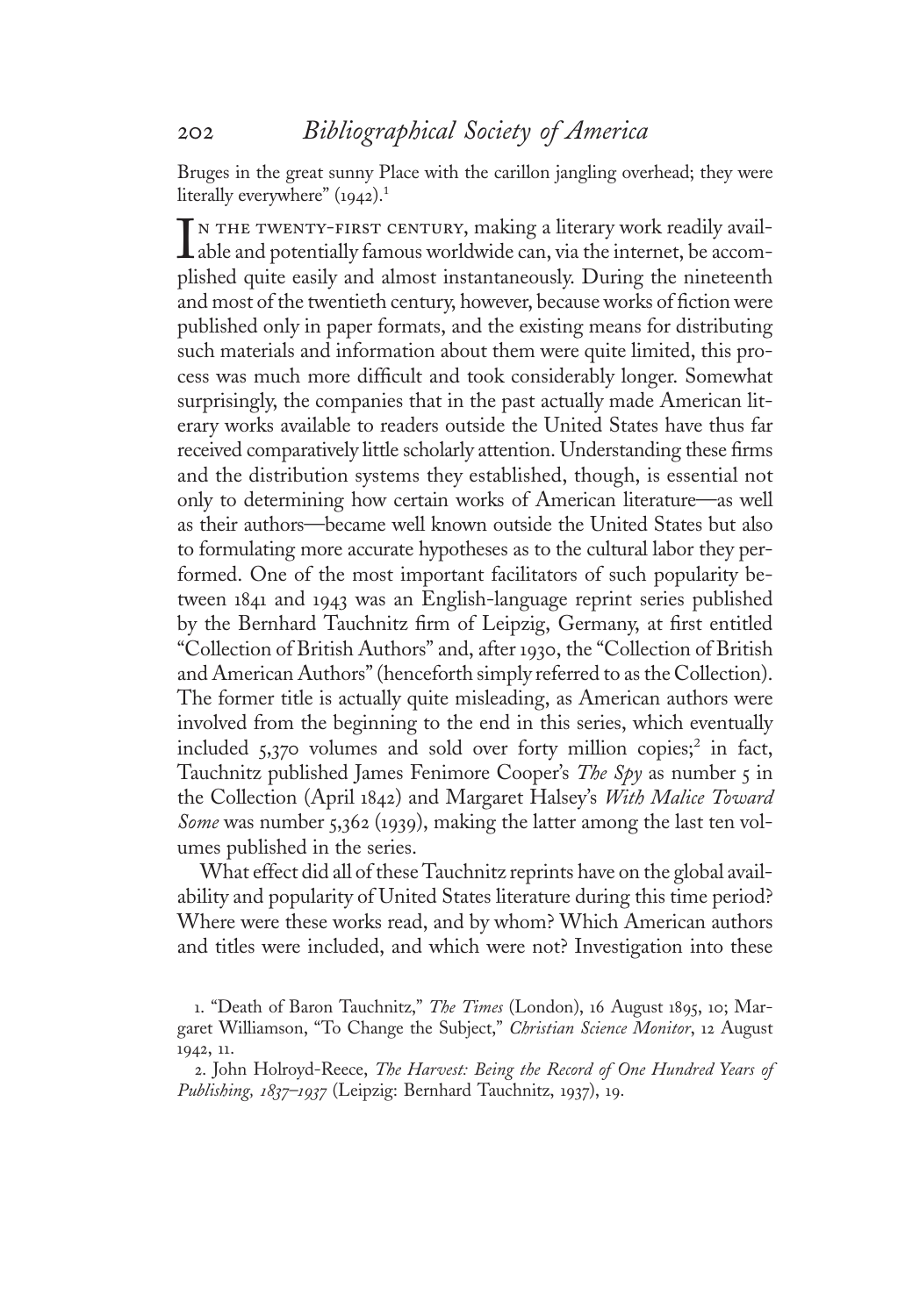Bruges in the great sunny Place with the carillon jangling overhead; they were literally everywhere" (1942).[1]

In the twenty-first century, making a literary work readily available and potentially famous worldwide can, via the internet, be accomplished quite easily and almost instantaneously. During the nineteenth and most of the twentieth century, however, because works of fiction were published only in paper formats, and the existing means for distributing such materials and information about them were quite limited, this process was much more difficult and took considerably longer. Somewhat surprisingly, the companies that in the past actually made American literary works available to readers outside the United States have thus far received comparatively little scholarly attention. Understanding these firms and the distribution systems they established, though, is essential not only to determining how certain works of American literature—as well as their authors—became well known outside the United States but also to formulating more accurate hypotheses as to the cultural labor they performed. One of the most important facilitators of such popularity between 1841 and 1943 was an English-language reprint series published by the Bernhard Tauchnitz firm of Leipzig, Germany, at first entitled "Collection of British Authors" and, after 1930, the "Collection of British and American Authors" (henceforth simply referred to as the Collection). The former title is actually quite misleading, as American authors were involved from the beginning to the end in this series, which eventually included 5,370 volumes and sold over forty million copies;[2] in fact, Tauchnitz published James Fenimore Cooper's *The Spy* as number 5 in the Collection (April 1842) and Margaret Halsey's *With Malice Toward Some* was number 5,362 (1939), making the latter among the last ten volumes published in the series.

What effect did all of these Tauchnitz reprints have on the global availability and popularity of United States literature during this time period? Where were these works read, and by whom? Which American authors and titles were included, and which were not? Investigation into these

1. "Death of Baron Tauchnitz," *The Times* (London), 16 August 1895, 10; Margaret Williamson, "To Change the Subject," *Christian Science Monitor*, 12 August 1942, 11.

2. John Holroyd-Reece, *The Harvest: Being the Record of One Hundred Years of Publishing, 1837–1937* (Leipzig: Bernhard Tauchnitz, 1937), 19.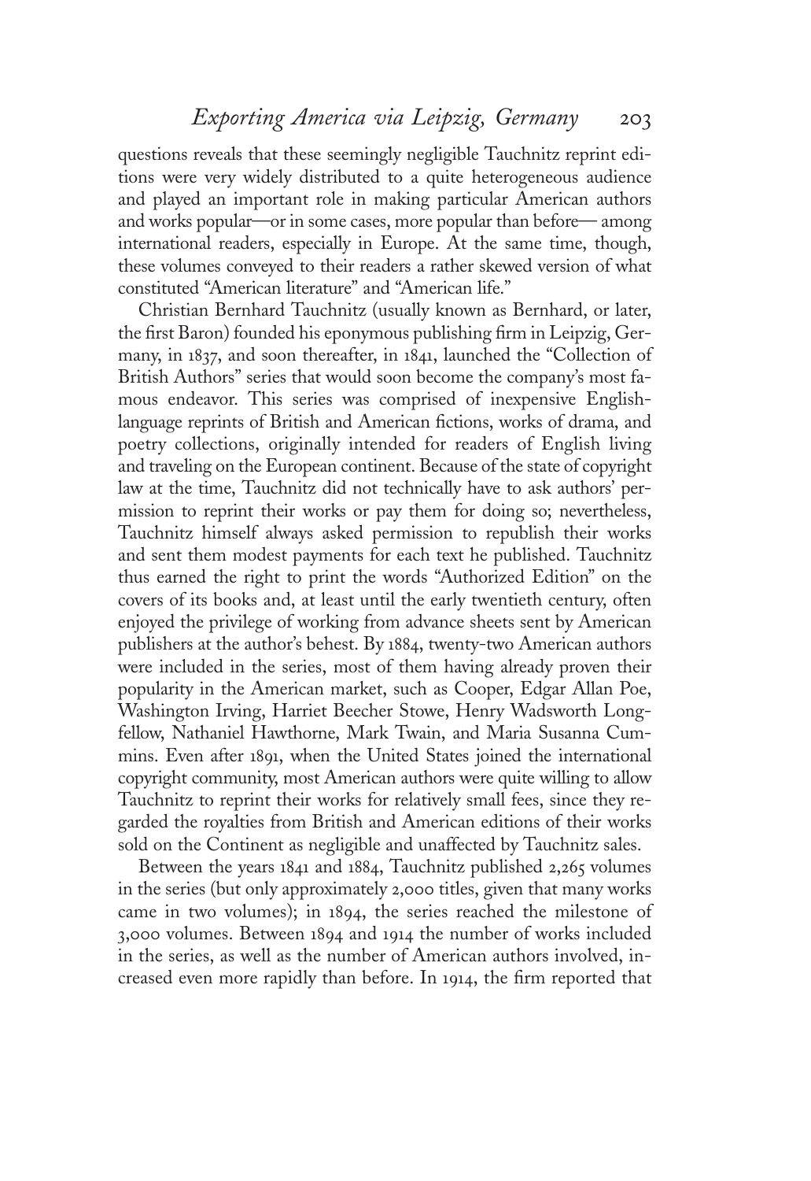questions reveals that these seemingly negligible Tauchnitz reprint editions were very widely distributed to a quite heterogeneous audience and played an important role in making particular American authors and works popular—or in some cases, more popular than before— among international readers, especially in Europe. At the same time, though, these volumes conveyed to their readers a rather skewed version of what constituted "American literature" and "American life."

Christian Bernhard Tauchnitz (usually known as Bernhard, or later, the first Baron) founded his eponymous publishing firm in Leipzig, Germany, in 1837, and soon thereafter, in 1841, launched the "Collection of British Authors" series that would soon become the company's most famous endeavor. This series was comprised of inexpensive English-language reprints of British and American fictions, works of drama, and poetry collections, originally intended for readers of English living and traveling on the European continent. Because of the state of copyright law at the time, Tauchnitz did not technically have to ask authors' permission to reprint their works or pay them for doing so; nevertheless, Tauchnitz himself always asked permission to republish their works and sent them modest payments for each text he published. Tauchnitz thus earned the right to print the words "Authorized Edition" on the covers of its books and, at least until the early twentieth century, often enjoyed the privilege of working from advance sheets sent by American publishers at the author's behest. By 1884, twenty-two American authors were included in the series, most of them having already proven their popularity in the American market, such as Cooper, Edgar Allan Poe, Washington Irving, Harriet Beecher Stowe, Henry Wadsworth Longfellow, Nathaniel Hawthorne, Mark Twain, and Maria Susanna Cummins. Even after 1891, when the United States joined the international copyright community, most American authors were quite willing to allow Tauchnitz to reprint their works for relatively small fees, since they regarded the royalties from British and American editions of their works sold on the Continent as negligible and unaffected by Tauchnitz sales.

Between the years 1841 and 1884, Tauchnitz published 2,265 volumes in the series (but only approximately 2,000 titles, given that many works came in two volumes); in 1894, the series reached the milestone of 3,000 volumes. Between 1894 and 1914 the number of works included in the series, as well as the number of American authors involved, increased even more rapidly than before. In 1914, the firm reported that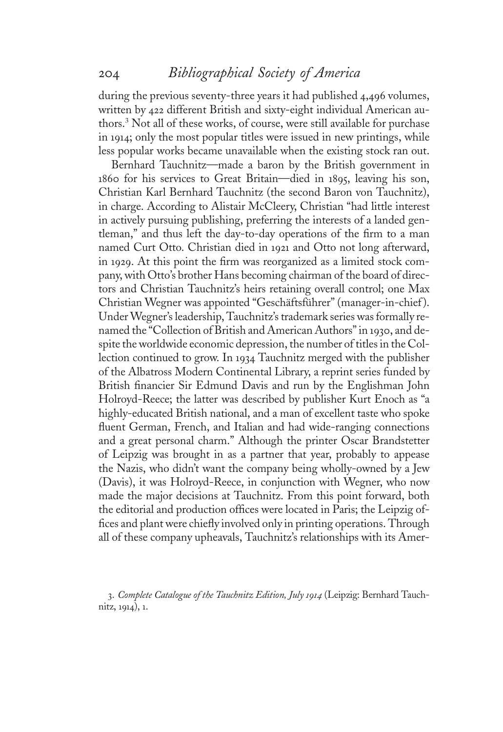during the previous seventy-three years it had published 4,496 volumes, written by 422 different British and sixty-eight individual American authors.[3] Not all of these works, of course, were still available for purchase in 1914; only the most popular titles were issued in new printings, while less popular works became unavailable when the existing stock ran out.

Bernhard Tauchnitz—made a baron by the British government in 1860 for his services to Great Britain—died in 1895, leaving his son, Christian Karl Bernhard Tauchnitz (the second Baron von Tauchnitz), in charge. According to Alistair McCleery, Christian "had little interest in actively pursuing publishing, preferring the interests of a landed gentleman," and thus left the day-to-day operations of the firm to a man named Curt Otto. Christian died in 1921 and Otto not long afterward, in 1929. At this point the firm was reorganized as a limited stock company, with Otto's brother Hans becoming chairman of the board of directors and Christian Tauchnitz's heirs retaining overall control; one Max Christian Wegner was appointed "Geschäftsführer" (manager-in-chief). Under Wegner's leadership, Tauchnitz's trademark series was formally renamed the "Collection of British and American Authors" in 1930, and despite the worldwide economic depression, the number of titles in the Collection continued to grow. In 1934 Tauchnitz merged with the publisher of the Albatross Modern Continental Library, a reprint series funded by British financier Sir Edmund Davis and run by the Englishman John Holroyd-Reece; the latter was described by publisher Kurt Enoch as "a highly-educated British national, and a man of excellent taste who spoke fluent German, French, and Italian and had wide-ranging connections and a great personal charm." Although the printer Oscar Brandstetter of Leipzig was brought in as a partner that year, probably to appease the Nazis, who didn't want the company being wholly-owned by a Jew (Davis), it was Holroyd-Reece, in conjunction with Wegner, who now made the major decisions at Tauchnitz. From this point forward, both the editorial and production offices were located in Paris; the Leipzig offices and plant were chiefly involved only in printing operations. Through all of these company upheavals, Tauchnitz's relationships with its Amer-

3. *Complete Catalogue of the Tauchnitz Edition, July 1914* (Leipzig: Bernhard Tauchnitz, 1914), 1.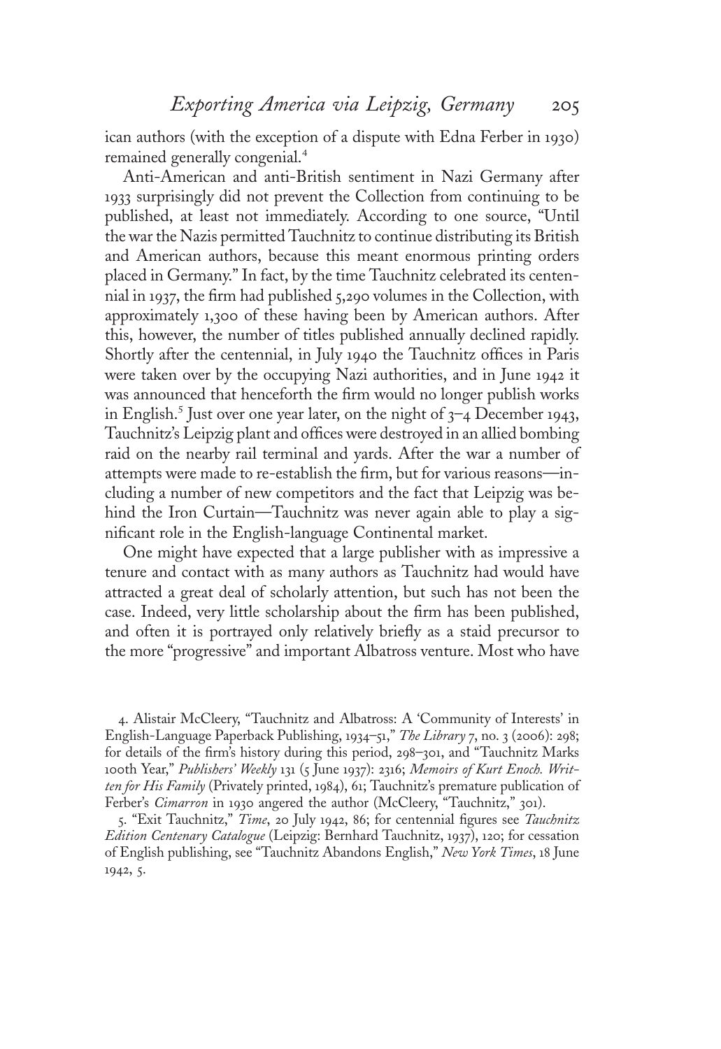ican authors (with the exception of a dispute with Edna Ferber in 1930) remained generally congenial.[4]

Anti-American and anti-British sentiment in Nazi Germany after 1933 surprisingly did not prevent the Collection from continuing to be published, at least not immediately. According to one source, "Until the war the Nazis permitted Tauchnitz to continue distributing its British and American authors, because this meant enormous printing orders placed in Germany." In fact, by the time Tauchnitz celebrated its centennial in 1937, the firm had published 5,290 volumes in the Collection, with approximately 1,300 of these having been by American authors. After this, however, the number of titles published annually declined rapidly. Shortly after the centennial, in July 1940 the Tauchnitz offices in Paris were taken over by the occupying Nazi authorities, and in June 1942 it was announced that henceforth the firm would no longer publish works in English.[5] Just over one year later, on the night of 3–4 December 1943, Tauchnitz's Leipzig plant and offices were destroyed in an allied bombing raid on the nearby rail terminal and yards. After the war a number of attempts were made to re-establish the firm, but for various reasons—including a number of new competitors and the fact that Leipzig was behind the Iron Curtain—Tauchnitz was never again able to play a significant role in the English-language Continental market.

One might have expected that a large publisher with as impressive a tenure and contact with as many authors as Tauchnitz had would have attracted a great deal of scholarly attention, but such has not been the case. Indeed, very little scholarship about the firm has been published, and often it is portrayed only relatively briefly as a staid precursor to the more "progressive" and important Albatross venture. Most who have

4. Alistair McCleery, "Tauchnitz and Albatross: A 'Community of Interests' in English-Language Paperback Publishing, 1934–51," *The Library* 7, no. 3 (2006): 298; for details of the firm's history during this period, 298–301, and "Tauchnitz Marks 100th Year," *Publishers' Weekly* 131 (5 June 1937): 2316; *Memoirs of Kurt Enoch. Written for His Family* (Privately printed, 1984), 61; Tauchnitz's premature publication of Ferber's *Cimarron* in 1930 angered the author (McCleery, "Tauchnitz," 301).

5. "Exit Tauchnitz," *Time*, 20 July 1942, 86; for centennial figures see *Tauchnitz Edition Centenary Catalogue* (Leipzig: Bernhard Tauchnitz, 1937), 120; for cessation of English publishing, see "Tauchnitz Abandons English," *New York Times*, 18 June 1942, 5.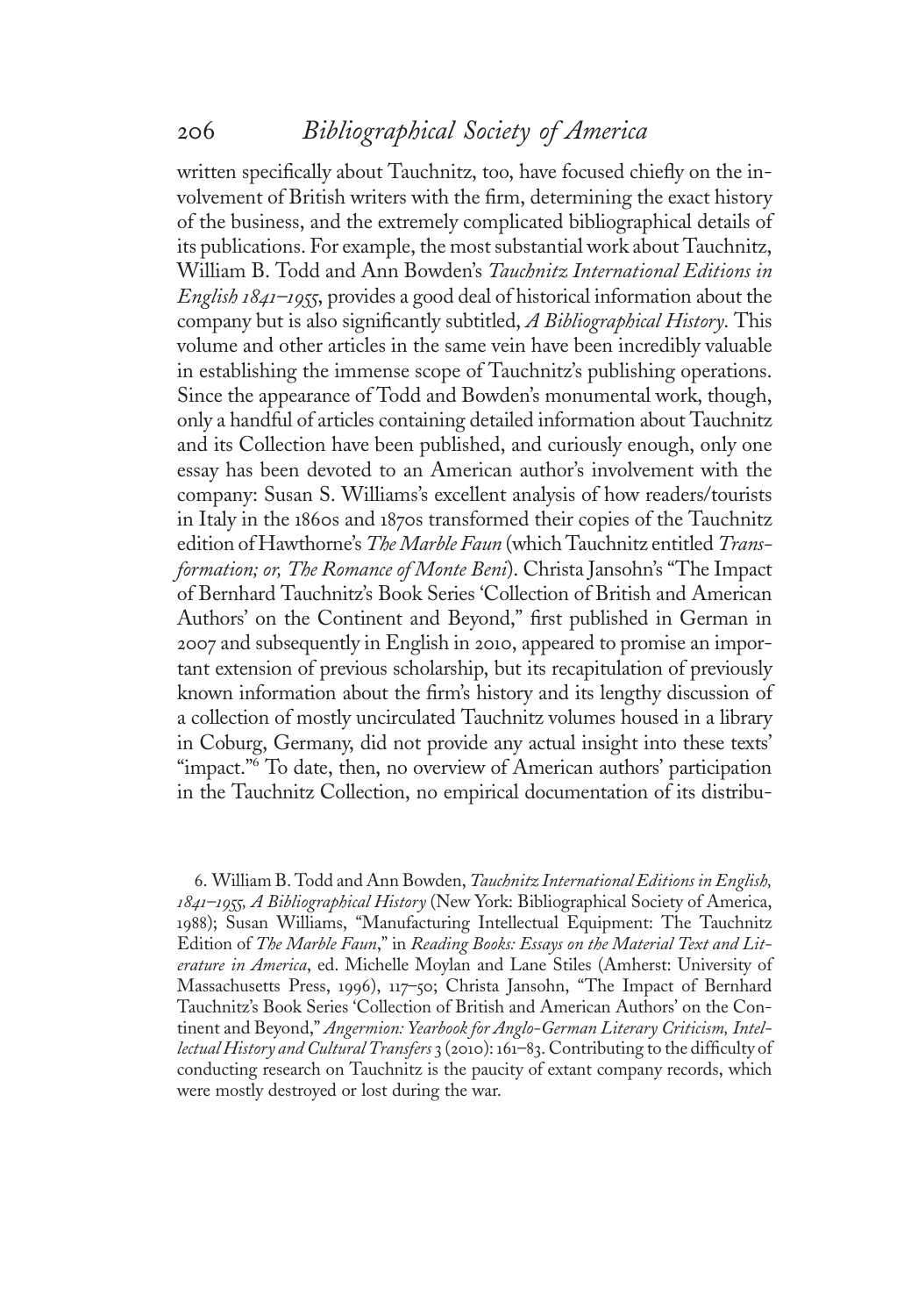written specifically about Tauchnitz, too, have focused chiefly on the involvement of British writers with the firm, determining the exact history of the business, and the extremely complicated bibliographical details of its publications. For example, the most substantial work about Tauchnitz, William B. Todd and Ann Bowden's *Tauchnitz International Editions in English 1841–1955*, provides a good deal of historical information about the company but is also significantly subtitled, *A Bibliographical History*. This volume and other articles in the same vein have been incredibly valuable in establishing the immense scope of Tauchnitz's publishing operations. Since the appearance of Todd and Bowden's monumental work, though, only a handful of articles containing detailed information about Tauchnitz and its Collection have been published, and curiously enough, only one essay has been devoted to an American author's involvement with the company: Susan S. Williams's excellent analysis of how readers/tourists in Italy in the 1860s and 1870s transformed their copies of the Tauchnitz edition of Hawthorne's *The Marble Faun* (which Tauchnitz entitled *Transformation; or, The Romance of Monte Beni*). Christa Jansohn's "The Impact of Bernhard Tauchnitz's Book Series 'Collection of British and American Authors' on the Continent and Beyond," first published in German in 2007 and subsequently in English in 2010, appeared to promise an important extension of previous scholarship, but its recapitulation of previously known information about the firm's history and its lengthy discussion of a collection of mostly uncirculated Tauchnitz volumes housed in a library in Coburg, Germany, did not provide any actual insight into these texts' "impact."[6] To date, then, no overview of American authors' participation in the Tauchnitz Collection, no empirical documentation of its distribu-

6. William B. Todd and Ann Bowden, *Tauchnitz International Editions in English, 1841–1955, A Bibliographical History* (New York: Bibliographical Society of America, 1988); Susan Williams, "Manufacturing Intellectual Equipment: The Tauchnitz Edition of *The Marble Faun*," in *Reading Books: Essays on the Material Text and Literature in America*, ed. Michelle Moylan and Lane Stiles (Amherst: University of Massachusetts Press, 1996), 117–50; Christa Jansohn, "The Impact of Bernhard Tauchnitz's Book Series 'Collection of British and American Authors' on the Continent and Beyond," *Angermion: Yearbook for Anglo-German Literary Criticism, Intellectual History and Cultural Transfers* 3 (2010): 161–83. Contributing to the difficulty of conducting research on Tauchnitz is the paucity of extant company records, which were mostly destroyed or lost during the war.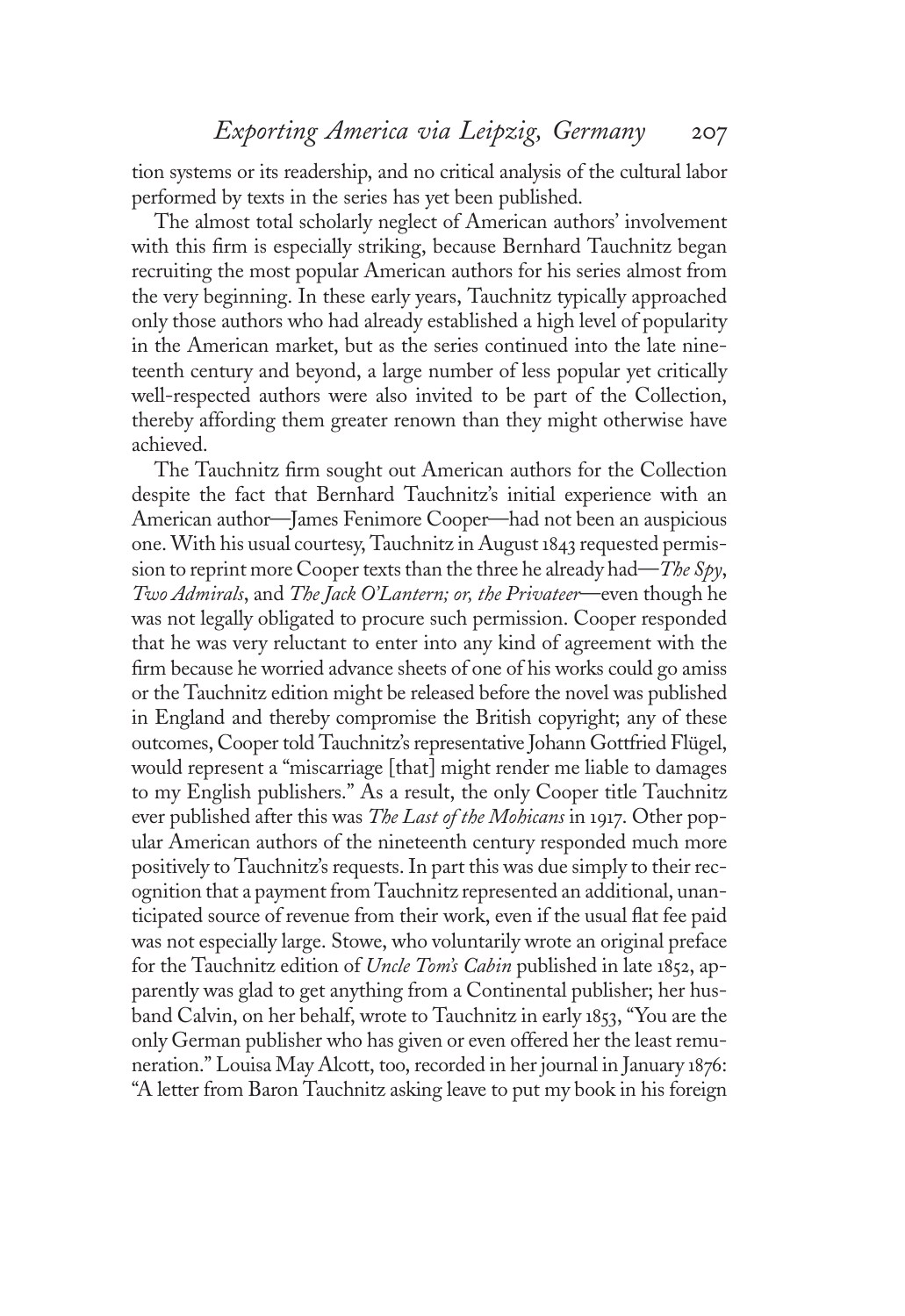tion systems or its readership, and no critical analysis of the cultural labor performed by texts in the series has yet been published.

The almost total scholarly neglect of American authors' involvement with this firm is especially striking, because Bernhard Tauchnitz began recruiting the most popular American authors for his series almost from the very beginning. In these early years, Tauchnitz typically approached only those authors who had already established a high level of popularity in the American market, but as the series continued into the late nineteenth century and beyond, a large number of less popular yet critically well-respected authors were also invited to be part of the Collection, thereby affording them greater renown than they might otherwise have achieved.

The Tauchnitz firm sought out American authors for the Collection despite the fact that Bernhard Tauchnitz's initial experience with an American author—James Fenimore Cooper—had not been an auspicious one. With his usual courtesy, Tauchnitz in August 1843 requested permission to reprint more Cooper texts than the three he already had—*The Spy*, *Two Admirals*, and *The Jack O'Lantern; or, the Privateer*—even though he was not legally obligated to procure such permission. Cooper responded that he was very reluctant to enter into any kind of agreement with the firm because he worried advance sheets of one of his works could go amiss or the Tauchnitz edition might be released before the novel was published in England and thereby compromise the British copyright; any of these outcomes, Cooper told Tauchnitz's representative Johann Gottfried Flügel, would represent a "miscarriage [that] might render me liable to damages to my English publishers." As a result, the only Cooper title Tauchnitz ever published after this was *The Last of the Mohicans* in 1917. Other popular American authors of the nineteenth century responded much more positively to Tauchnitz's requests. In part this was due simply to their recognition that a payment from Tauchnitz represented an additional, unanticipated source of revenue from their work, even if the usual flat fee paid was not especially large. Stowe, who voluntarily wrote an original preface for the Tauchnitz edition of *Uncle Tom's Cabin* published in late 1852, apparently was glad to get anything from a Continental publisher; her husband Calvin, on her behalf, wrote to Tauchnitz in early 1853, "You are the only German publisher who has given or even offered her the least remuneration." Louisa May Alcott, too, recorded in her journal in January 1876: "A letter from Baron Tauchnitz asking leave to put my book in his foreign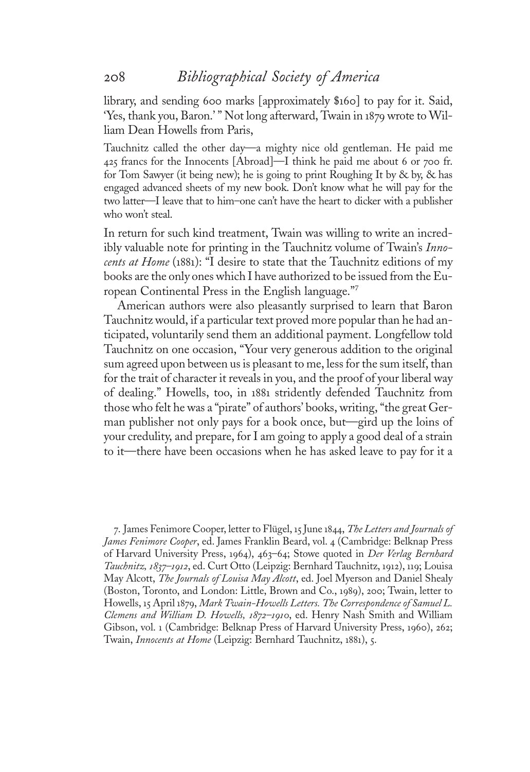library, and sending 600 marks [approximately $160] to pay for it. Said, 'Yes, thank you, Baron.' " Not long afterward, Twain in 1879 wrote to William Dean Howells from Paris,

> Tauchnitz called the other day—a mighty nice old gentleman. He paid me 425 francs for the Innocents [Abroad]—I think he paid me about 6 or 700 fr. for Tom Sawyer (it being new); he is going to print Roughing It by & by, & has engaged advanced sheets of my new book. Don't know what he will pay for the two latter—I leave that to him–one can't have the heart to dicker with a publisher who won't steal.

In return for such kind treatment, Twain was willing to write an incredibly valuable note for printing in the Tauchnitz volume of Twain's *Innocents at Home* (1881): "I desire to state that the Tauchnitz editions of my books are the only ones which I have authorized to be issued from the European Continental Press in the English language."[7]

American authors were also pleasantly surprised to learn that Baron Tauchnitz would, if a particular text proved more popular than he had anticipated, voluntarily send them an additional payment. Longfellow told Tauchnitz on one occasion, "Your very generous addition to the original sum agreed upon between us is pleasant to me, less for the sum itself, than for the trait of character it reveals in you, and the proof of your liberal way of dealing." Howells, too, in 1881 stridently defended Tauchnitz from those who felt he was a "pirate" of authors' books, writing, "the great German publisher not only pays for a book once, but—gird up the loins of your credulity, and prepare, for I am going to apply a good deal of a strain to it—there have been occasions when he has asked leave to pay for it a

7. James Fenimore Cooper, letter to Flügel, 15 June 1844, *The Letters and Journals of James Fenimore Cooper*, ed. James Franklin Beard, vol. 4 (Cambridge: Belknap Press of Harvard University Press, 1964), 463–64; Stowe quoted in *Der Verlag Bernhard Tauchnitz, 1837–1912*, ed. Curt Otto (Leipzig: Bernhard Tauchnitz, 1912), 119; Louisa May Alcott, *The Journals of Louisa May Alcott*, ed. Joel Myerson and Daniel Shealy (Boston, Toronto, and London: Little, Brown and Co., 1989), 200; Twain, letter to Howells, 15 April 1879, *Mark Twain-Howells Letters. The Correspondence of Samuel L. Clemens and William D. Howells, 1872–1910*, ed. Henry Nash Smith and William Gibson, vol. 1 (Cambridge: Belknap Press of Harvard University Press, 1960), 262; Twain, *Innocents at Home* (Leipzig: Bernhard Tauchnitz, 1881), 5.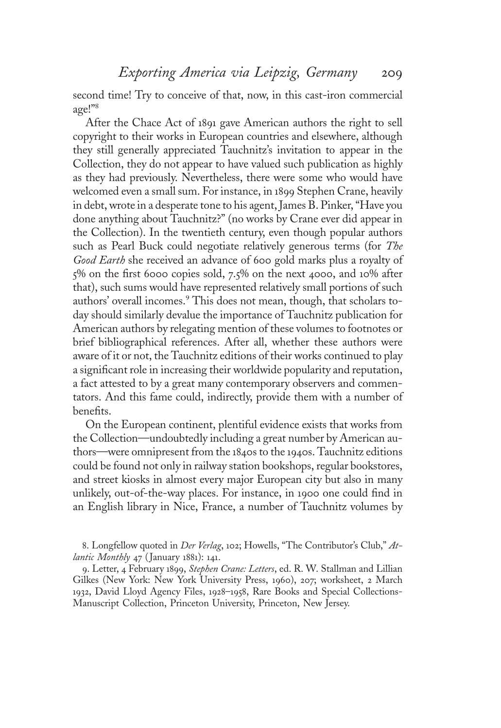second time! Try to conceive of that, now, in this cast-iron commercial age!"[8]

After the Chace Act of 1891 gave American authors the right to sell copyright to their works in European countries and elsewhere, although they still generally appreciated Tauchnitz's invitation to appear in the Collection, they do not appear to have valued such publication as highly as they had previously. Nevertheless, there were some who would have welcomed even a small sum. For instance, in 1899 Stephen Crane, heavily in debt, wrote in a desperate tone to his agent, James B. Pinker, "Have you done anything about Tauchnitz?" (no works by Crane ever did appear in the Collection). In the twentieth century, even though popular authors such as Pearl Buck could negotiate relatively generous terms (for *The Good Earth* she received an advance of 600 gold marks plus a royalty of 5% on the first 6000 copies sold, 7.5% on the next 4000, and 10% after that), such sums would have represented relatively small portions of such authors' overall incomes.[9] This does not mean, though, that scholars today should similarly devalue the importance of Tauchnitz publication for American authors by relegating mention of these volumes to footnotes or brief bibliographical references. After all, whether these authors were aware of it or not, the Tauchnitz editions of their works continued to play a significant role in increasing their worldwide popularity and reputation, a fact attested to by a great many contemporary observers and commentators. And this fame could, indirectly, provide them with a number of benefits.

On the European continent, plentiful evidence exists that works from the Collection—undoubtedly including a great number by American authors—were omnipresent from the 1840s to the 1940s. Tauchnitz editions could be found not only in railway station bookshops, regular bookstores, and street kiosks in almost every major European city but also in many unlikely, out-of-the-way places. For instance, in 1900 one could find in an English library in Nice, France, a number of Tauchnitz volumes by

8. Longfellow quoted in *Der Verlag*, 102; Howells, "The Contributor's Club," *Atlantic Monthly* 47 (January 1881): 141.

9. Letter, 4 February 1899, *Stephen Crane: Letters*, ed. R. W. Stallman and Lillian Gilkes (New York: New York University Press, 1960), 207; worksheet, 2 March 1932, David Lloyd Agency Files, 1928–1958, Rare Books and Special Collections-Manuscript Collection, Princeton University, Princeton, New Jersey.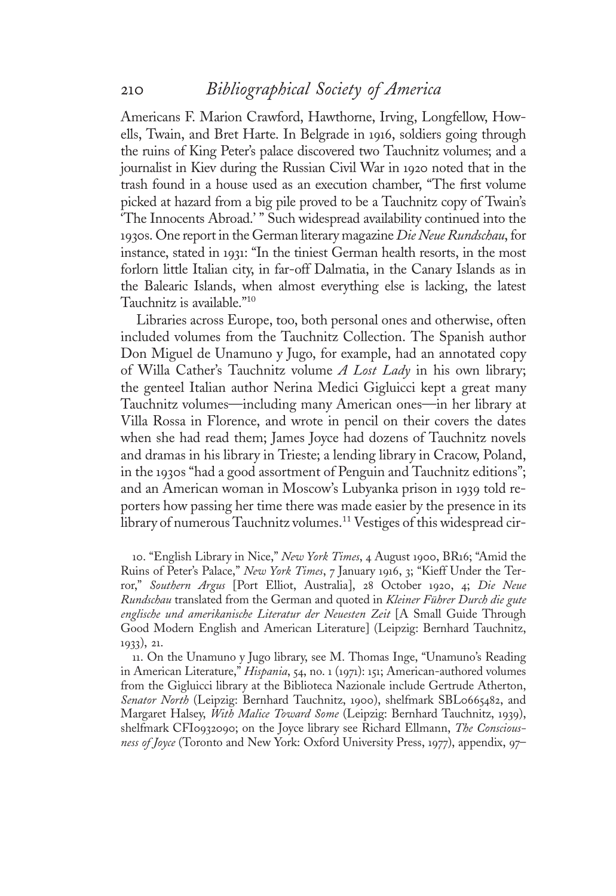Americans F. Marion Crawford, Hawthorne, Irving, Longfellow, Howells, Twain, and Bret Harte. In Belgrade in 1916, soldiers going through the ruins of King Peter's palace discovered two Tauchnitz volumes; and a journalist in Kiev during the Russian Civil War in 1920 noted that in the trash found in a house used as an execution chamber, "The first volume picked at hazard from a big pile proved to be a Tauchnitz copy of Twain's 'The Innocents Abroad.' " Such widespread availability continued into the 1930s. One report in the German literary magazine *Die Neue Rundschau*, for instance, stated in 1931: "In the tiniest German health resorts, in the most forlorn little Italian city, in far-off Dalmatia, in the Canary Islands as in the Balearic Islands, when almost everything else is lacking, the latest Tauchnitz is available."[10]

Libraries across Europe, too, both personal ones and otherwise, often included volumes from the Tauchnitz Collection. The Spanish author Don Miguel de Unamuno y Jugo, for example, had an annotated copy of Willa Cather's Tauchnitz volume *A Lost Lady* in his own library; the genteel Italian author Nerina Medici Gigluicci kept a great many Tauchnitz volumes—including many American ones—in her library at Villa Rossa in Florence, and wrote in pencil on their covers the dates when she had read them; James Joyce had dozens of Tauchnitz novels and dramas in his library in Trieste; a lending library in Cracow, Poland, in the 1930s "had a good assortment of Penguin and Tauchnitz editions"; and an American woman in Moscow's Lubyanka prison in 1939 told reporters how passing her time there was made easier by the presence in its library of numerous Tauchnitz volumes.[11] Vestiges of this widespread cir-

10. "English Library in Nice," *New York Times*, 4 August 1900, BR16; "Amid the Ruins of Peter's Palace," *New York Times*, 7 January 1916, 3; "Kieff Under the Terror," *Southern Argus* [Port Elliot, Australia], 28 October 1920, 4; *Die Neue Rundschau* translated from the German and quoted in *Kleiner Führer Durch die gute englische und amerikanische Literatur der Neuesten Zeit* [A Small Guide Through Good Modern English and American Literature] (Leipzig: Bernhard Tauchnitz, 1933), 21.

11. On the Unamuno y Jugo library, see M. Thomas Inge, "Unamuno's Reading in American Literature," *Hispania*, 54, no. 1 (1971): 151; American-authored volumes from the Gigluicci library at the Biblioteca Nazionale include Gertrude Atherton, *Senator North* (Leipzig: Bernhard Tauchnitz, 1900), shelfmark SBL0665482, and Margaret Halsey, *With Malice Toward Some* (Leipzig: Bernhard Tauchnitz, 1939), shelfmark CFI0932090; on the Joyce library see Richard Ellmann, *The Consciousness of Joyce* (Toronto and New York: Oxford University Press, 1977), appendix, 97–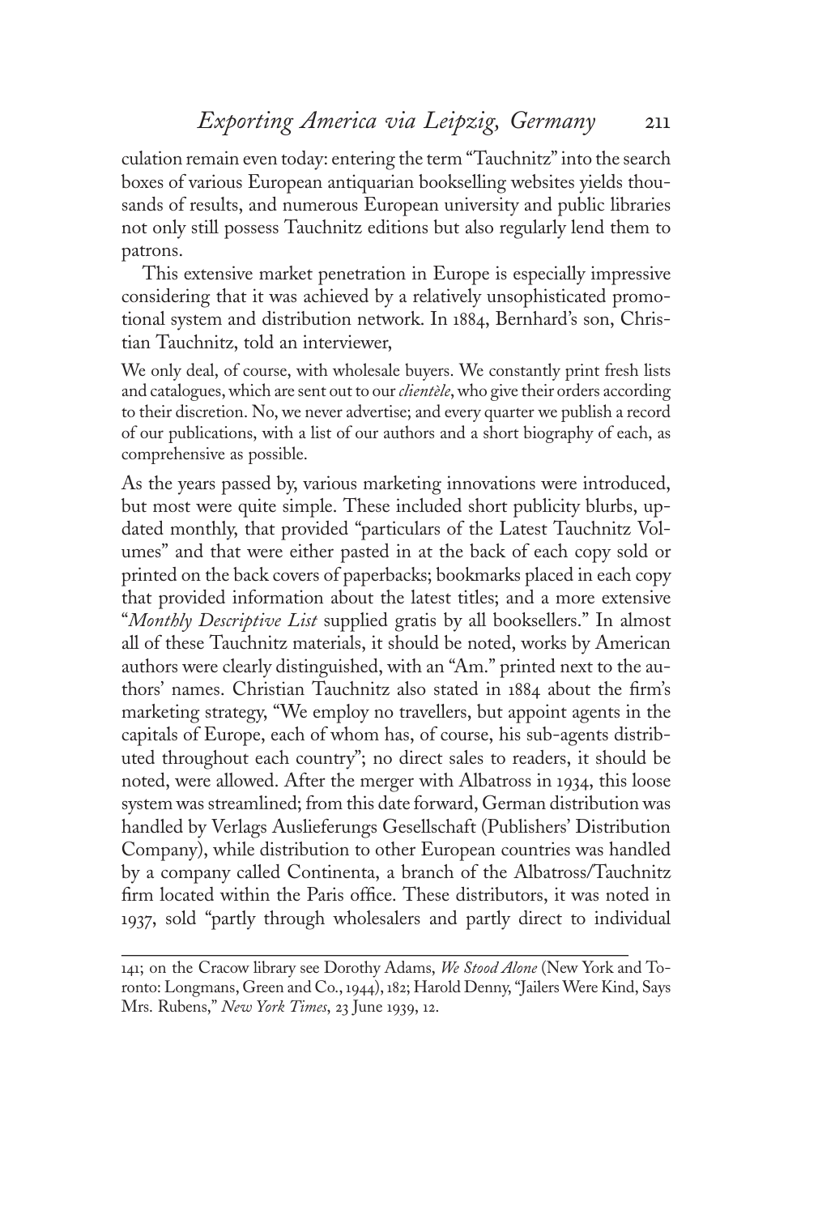culation remain even today: entering the term "Tauchnitz" into the search boxes of various European antiquarian bookselling websites yields thousands of results, and numerous European university and public libraries not only still possess Tauchnitz editions but also regularly lend them to patrons.

This extensive market penetration in Europe is especially impressive considering that it was achieved by a relatively unsophisticated promotional system and distribution network. In 1884, Bernhard's son, Christian Tauchnitz, told an interviewer,

> We only deal, of course, with wholesale buyers. We constantly print fresh lists and catalogues, which are sent out to our *clientèle*, who give their orders according to their discretion. No, we never advertise; and every quarter we publish a record of our publications, with a list of our authors and a short biography of each, as comprehensive as possible.

As the years passed by, various marketing innovations were introduced, but most were quite simple. These included short publicity blurbs, updated monthly, that provided "particulars of the Latest Tauchnitz Volumes" and that were either pasted in at the back of each copy sold or printed on the back covers of paperbacks; bookmarks placed in each copy that provided information about the latest titles; and a more extensive "*Monthly Descriptive List* supplied gratis by all booksellers." In almost all of these Tauchnitz materials, it should be noted, works by American authors were clearly distinguished, with an "Am." printed next to the authors' names. Christian Tauchnitz also stated in 1884 about the firm's marketing strategy, "We employ no travellers, but appoint agents in the capitals of Europe, each of whom has, of course, his sub-agents distributed throughout each country"; no direct sales to readers, it should be noted, were allowed. After the merger with Albatross in 1934, this loose system was streamlined; from this date forward, German distribution was handled by Verlags Auslieferungs Gesellschaft (Publishers' Distribution Company), while distribution to other European countries was handled by a company called Continenta, a branch of the Albatross/Tauchnitz firm located within the Paris office. These distributors, it was noted in 1937, sold "partly through wholesalers and partly direct to individual

---

141; on the Cracow library see Dorothy Adams, *We Stood Alone* (New York and Toronto: Longmans, Green and Co., 1944), 182; Harold Denny, "Jailers Were Kind, Says Mrs. Rubens," *New York Times*, 23 June 1939, 12.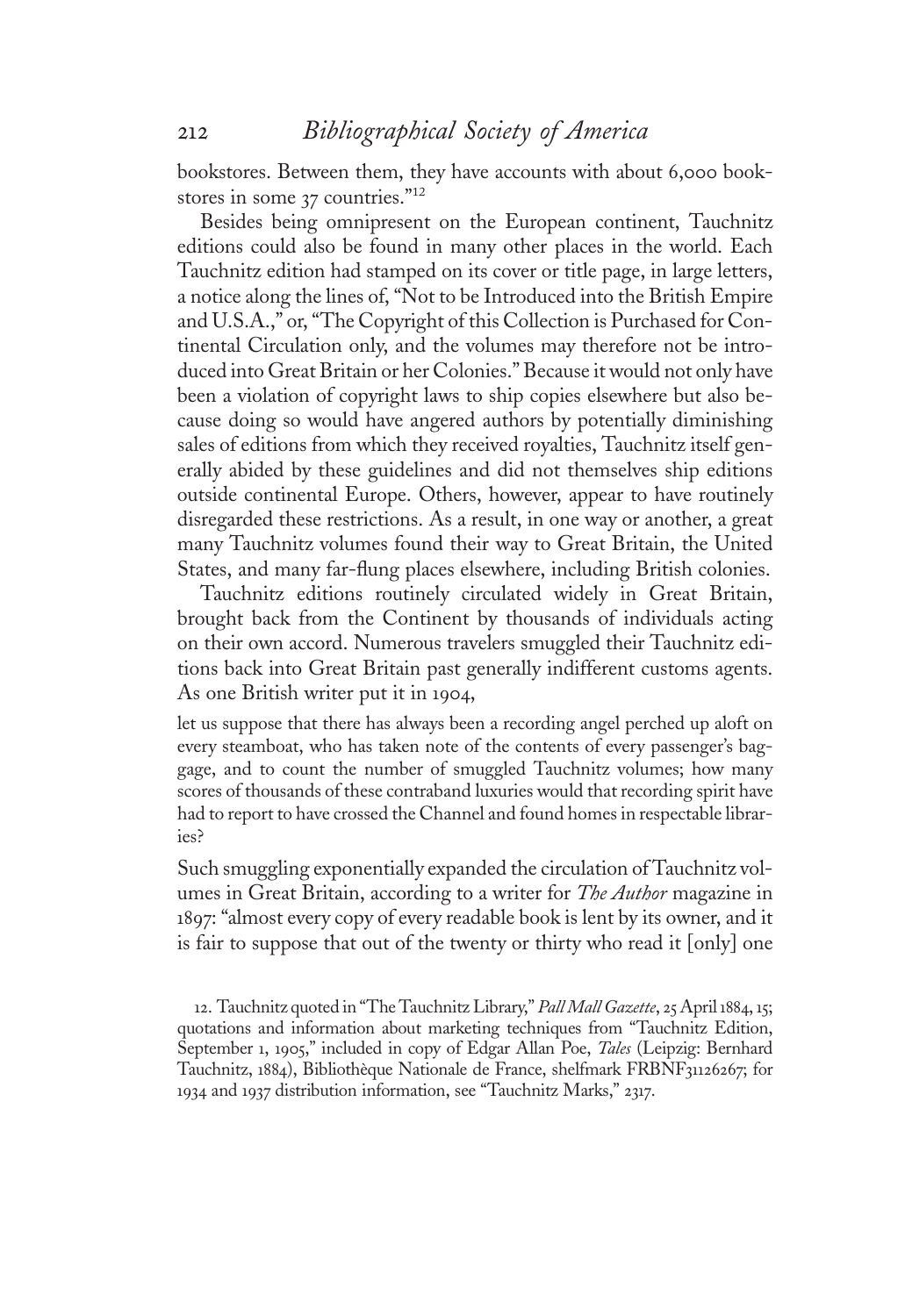bookstores. Between them, they have accounts with about 6,000 bookstores in some 37 countries."[12]

Besides being omnipresent on the European continent, Tauchnitz editions could also be found in many other places in the world. Each Tauchnitz edition had stamped on its cover or title page, in large letters, a notice along the lines of, "Not to be Introduced into the British Empire and U.S.A.," or, "The Copyright of this Collection is Purchased for Continental Circulation only, and the volumes may therefore not be introduced into Great Britain or her Colonies." Because it would not only have been a violation of copyright laws to ship copies elsewhere but also because doing so would have angered authors by potentially diminishing sales of editions from which they received royalties, Tauchnitz itself generally abided by these guidelines and did not themselves ship editions outside continental Europe. Others, however, appear to have routinely disregarded these restrictions. As a result, in one way or another, a great many Tauchnitz volumes found their way to Great Britain, the United States, and many far-flung places elsewhere, including British colonies.

Tauchnitz editions routinely circulated widely in Great Britain, brought back from the Continent by thousands of individuals acting on their own accord. Numerous travelers smuggled their Tauchnitz editions back into Great Britain past generally indifferent customs agents. As one British writer put it in 1904,

> let us suppose that there has always been a recording angel perched up aloft on every steamboat, who has taken note of the contents of every passenger's baggage, and to count the number of smuggled Tauchnitz volumes; how many scores of thousands of these contraband luxuries would that recording spirit have had to report to have crossed the Channel and found homes in respectable libraries?

Such smuggling exponentially expanded the circulation of Tauchnitz volumes in Great Britain, according to a writer for *The Author* magazine in 1897: "almost every copy of every readable book is lent by its owner, and it is fair to suppose that out of the twenty or thirty who read it [only] one

12. Tauchnitz quoted in "The Tauchnitz Library," *Pall Mall Gazette*, 25 April 1884, 15; quotations and information about marketing techniques from "Tauchnitz Edition, September 1, 1905," included in copy of Edgar Allan Poe, *Tales* (Leipzig: Bernhard Tauchnitz, 1884), Bibliothèque Nationale de France, shelfmark FRBNF31126267; for 1934 and 1937 distribution information, see "Tauchnitz Marks," 2317.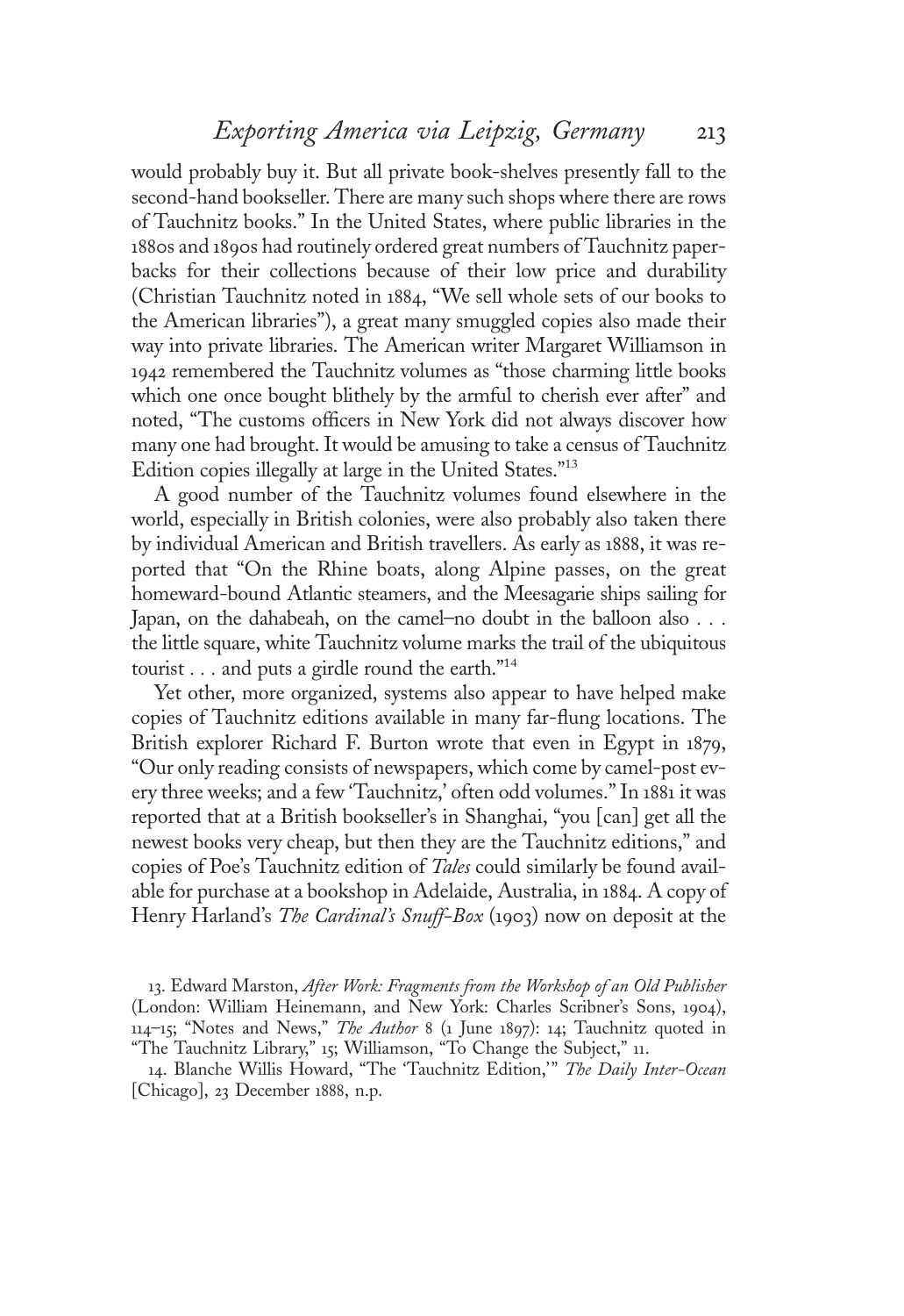would probably buy it. But all private book-shelves presently fall to the second-hand bookseller. There are many such shops where there are rows of Tauchnitz books." In the United States, where public libraries in the 1880s and 1890s had routinely ordered great numbers of Tauchnitz paperbacks for their collections because of their low price and durability (Christian Tauchnitz noted in 1884, "We sell whole sets of our books to the American libraries"), a great many smuggled copies also made their way into private libraries. The American writer Margaret Williamson in 1942 remembered the Tauchnitz volumes as "those charming little books which one once bought blithely by the armful to cherish ever after" and noted, "The customs officers in New York did not always discover how many one had brought. It would be amusing to take a census of Tauchnitz Edition copies illegally at large in the United States."[13]

A good number of the Tauchnitz volumes found elsewhere in the world, especially in British colonies, were also probably also taken there by individual American and British travellers. As early as 1888, it was reported that "On the Rhine boats, along Alpine passes, on the great homeward-bound Atlantic steamers, and the Meesagarie ships sailing for Japan, on the dahabeah, on the camel–no doubt in the balloon also . . . the little square, white Tauchnitz volume marks the trail of the ubiquitous tourist . . . and puts a girdle round the earth."[14]

Yet other, more organized, systems also appear to have helped make copies of Tauchnitz editions available in many far-flung locations. The British explorer Richard F. Burton wrote that even in Egypt in 1879, "Our only reading consists of newspapers, which come by camel-post every three weeks; and a few 'Tauchnitz,' often odd volumes." In 1881 it was reported that at a British bookseller's in Shanghai, "you [can] get all the newest books very cheap, but then they are the Tauchnitz editions," and copies of Poe's Tauchnitz edition of *Tales* could similarly be found available for purchase at a bookshop in Adelaide, Australia, in 1884. A copy of Henry Harland's *The Cardinal's Snuff-Box* (1903) now on deposit at the

13. Edward Marston, *After Work: Fragments from the Workshop of an Old Publisher* (London: William Heinemann, and New York: Charles Scribner's Sons, 1904), 114–15; "Notes and News," *The Author* 8 (1 June 1897): 14; Tauchnitz quoted in "The Tauchnitz Library," 15; Williamson, "To Change the Subject," 11.

14. Blanche Willis Howard, "The 'Tauchnitz Edition,'" *The Daily Inter-Ocean* [Chicago], 23 December 1888, n.p.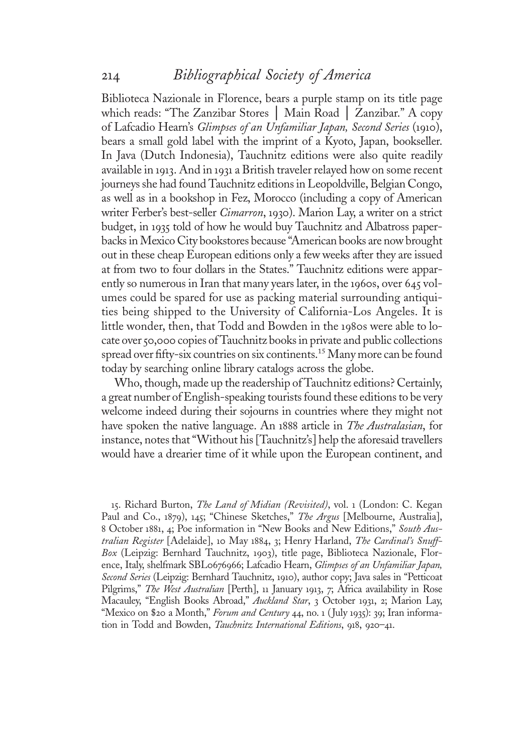Biblioteca Nazionale in Florence, bears a purple stamp on its title page which reads: "The Zanzibar Stores | Main Road | Zanzibar." A copy of Lafcadio Hearn's *Glimpses of an Unfamiliar Japan, Second Series* (1910), bears a small gold label with the imprint of a Kyoto, Japan, bookseller. In Java (Dutch Indonesia), Tauchnitz editions were also quite readily available in 1913. And in 1931 a British traveler relayed how on some recent journeys she had found Tauchnitz editions in Leopoldville, Belgian Congo, as well as in a bookshop in Fez, Morocco (including a copy of American writer Ferber's best-seller *Cimarron*, 1930). Marion Lay, a writer on a strict budget, in 1935 told of how he would buy Tauchnitz and Albatross paperbacks in Mexico City bookstores because "American books are now brought out in these cheap European editions only a few weeks after they are issued at from two to four dollars in the States." Tauchnitz editions were apparently so numerous in Iran that many years later, in the 1960s, over 645 volumes could be spared for use as packing material surrounding antiquities being shipped to the University of California-Los Angeles. It is little wonder, then, that Todd and Bowden in the 1980s were able to locate over 50,000 copies of Tauchnitz books in private and public collections spread over fifty-six countries on six continents.[15] Many more can be found today by searching online library catalogs across the globe.

Who, though, made up the readership of Tauchnitz editions? Certainly, a great number of English-speaking tourists found these editions to be very welcome indeed during their sojourns in countries where they might not have spoken the native language. An 1888 article in *The Australasian*, for instance, notes that "Without his [Tauchnitz's] help the aforesaid travellers would have a drearier time of it while upon the European continent, and

15. Richard Burton, *The Land of Midian (Revisited)*, vol. 1 (London: C. Kegan Paul and Co., 1879), 145; "Chinese Sketches," *The Argus* [Melbourne, Australia], 8 October 1881, 4; Poe information in "New Books and New Editions," *South Australian Register* [Adelaide], 10 May 1884, 3; Henry Harland, *The Cardinal's Snuff-Box* (Leipzig: Bernhard Tauchnitz, 1903), title page, Biblioteca Nazionale, Florence, Italy, shelfmark SBL0676966; Lafcadio Hearn, *Glimpses of an Unfamiliar Japan, Second Series* (Leipzig: Bernhard Tauchnitz, 1910), author copy; Java sales in "Petticoat Pilgrims," *The West Australian* [Perth], 11 January 1913, 7; Africa availability in Rose Macauley, "English Books Abroad," *Auckland Star*, 3 October 1931, 2; Marion Lay, "Mexico on $20 a Month," *Forum and Century* 44, no. 1 (July 1935): 39; Iran information in Todd and Bowden, *Tauchnitz International Editions*, 918, 920–41.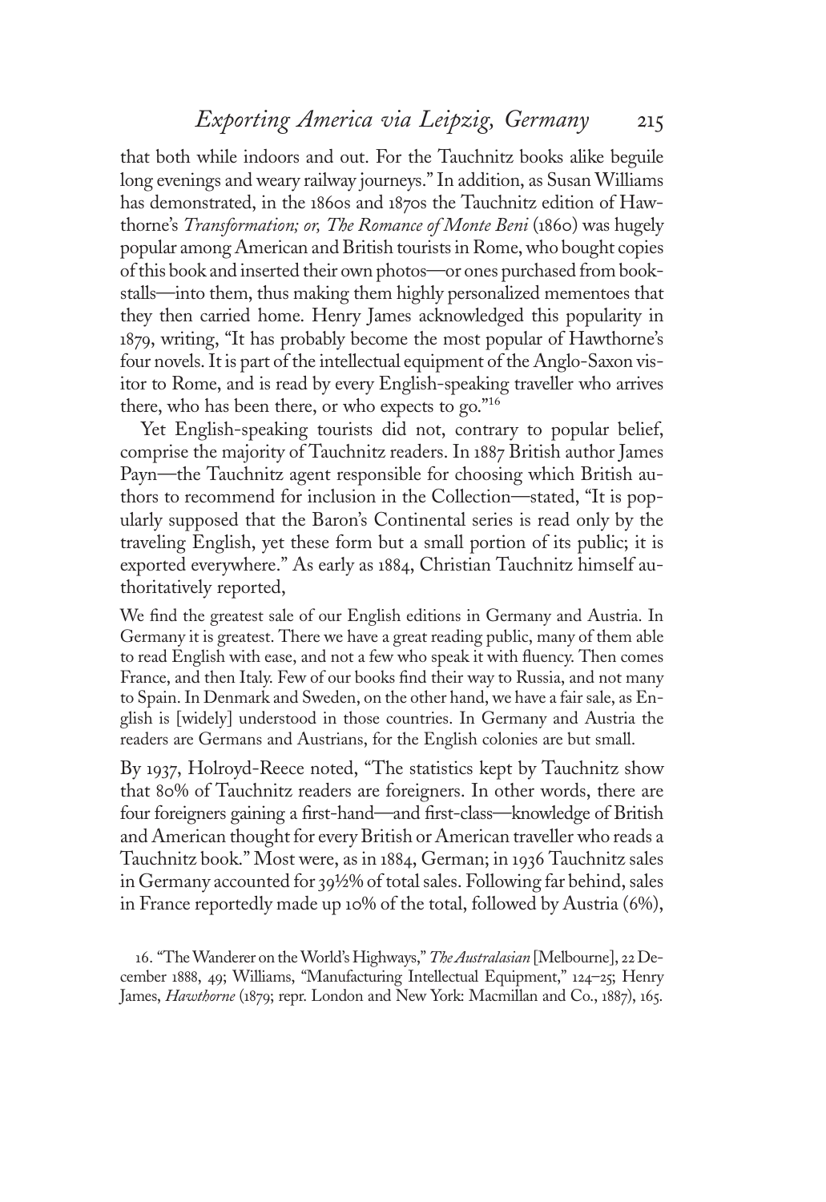that both while indoors and out. For the Tauchnitz books alike beguile long evenings and weary railway journeys." In addition, as Susan Williams has demonstrated, in the 1860s and 1870s the Tauchnitz edition of Hawthorne's *Transformation; or, The Romance of Monte Beni* (1860) was hugely popular among American and British tourists in Rome, who bought copies of this book and inserted their own photos—or ones purchased from bookstalls—into them, thus making them highly personalized mementoes that they then carried home. Henry James acknowledged this popularity in 1879, writing, "It has probably become the most popular of Hawthorne's four novels. It is part of the intellectual equipment of the Anglo-Saxon visitor to Rome, and is read by every English-speaking traveller who arrives there, who has been there, or who expects to go."[16]

Yet English-speaking tourists did not, contrary to popular belief, comprise the majority of Tauchnitz readers. In 1887 British author James Payn—the Tauchnitz agent responsible for choosing which British authors to recommend for inclusion in the Collection—stated, "It is popularly supposed that the Baron's Continental series is read only by the traveling English, yet these form but a small portion of its public; it is exported everywhere." As early as 1884, Christian Tauchnitz himself authoritatively reported,

> We find the greatest sale of our English editions in Germany and Austria. In Germany it is greatest. There we have a great reading public, many of them able to read English with ease, and not a few who speak it with fluency. Then comes France, and then Italy. Few of our books find their way to Russia, and not many to Spain. In Denmark and Sweden, on the other hand, we have a fair sale, as English is [widely] understood in those countries. In Germany and Austria the readers are Germans and Austrians, for the English colonies are but small.

By 1937, Holroyd-Reece noted, "The statistics kept by Tauchnitz show that 80% of Tauchnitz readers are foreigners. In other words, there are four foreigners gaining a first-hand—and first-class—knowledge of British and American thought for every British or American traveller who reads a Tauchnitz book." Most were, as in 1884, German; in 1936 Tauchnitz sales in Germany accounted for 39½% of total sales. Following far behind, sales in France reportedly made up 10% of the total, followed by Austria (6%),

16. "The Wanderer on the World's Highways," *The Australasian* [Melbourne], 22 December 1888, 49; Williams, "Manufacturing Intellectual Equipment," 124–25; Henry James, *Hawthorne* (1879; repr. London and New York: Macmillan and Co., 1887), 165.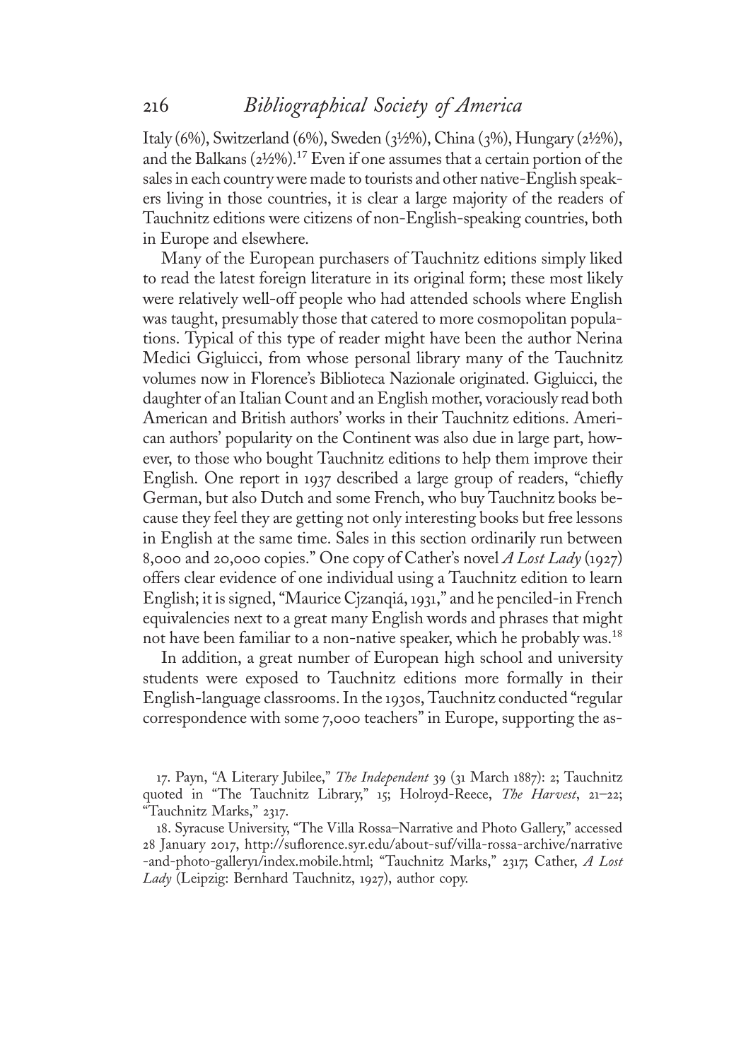Italy (6%), Switzerland (6%), Sweden (3½%), China (3%), Hungary (2½%), and the Balkans (2½%).[17] Even if one assumes that a certain portion of the sales in each country were made to tourists and other native-English speakers living in those countries, it is clear a large majority of the readers of Tauchnitz editions were citizens of non-English-speaking countries, both in Europe and elsewhere.

Many of the European purchasers of Tauchnitz editions simply liked to read the latest foreign literature in its original form; these most likely were relatively well-off people who had attended schools where English was taught, presumably those that catered to more cosmopolitan populations. Typical of this type of reader might have been the author Nerina Medici Gigluicci, from whose personal library many of the Tauchnitz volumes now in Florence's Biblioteca Nazionale originated. Gigluicci, the daughter of an Italian Count and an English mother, voraciously read both American and British authors' works in their Tauchnitz editions. American authors' popularity on the Continent was also due in large part, however, to those who bought Tauchnitz editions to help them improve their English. One report in 1937 described a large group of readers, "chiefly German, but also Dutch and some French, who buy Tauchnitz books because they feel they are getting not only interesting books but free lessons in English at the same time. Sales in this section ordinarily run between 8,000 and 20,000 copies." One copy of Cather's novel *A Lost Lady* (1927) offers clear evidence of one individual using a Tauchnitz edition to learn English; it is signed, "Maurice Cjzanqiá, 1931," and he penciled-in French equivalencies next to a great many English words and phrases that might not have been familiar to a non-native speaker, which he probably was.[18]

In addition, a great number of European high school and university students were exposed to Tauchnitz editions more formally in their English-language classrooms. In the 1930s, Tauchnitz conducted "regular correspondence with some 7,000 teachers" in Europe, supporting the as-

17. Payn, "A Literary Jubilee," *The Independent* 39 (31 March 1887): 2; Tauchnitz quoted in "The Tauchnitz Library," 15; Holroyd-Reece, *The Harvest*, 21–22; "Tauchnitz Marks," 2317.

18. Syracuse University, "The Villa Rossa–Narrative and Photo Gallery," accessed 28 January 2017, http://suflorence.syr.edu/about-suf/villa-rossa-archive/narrative-and-photo-gallery1/index.mobile.html; "Tauchnitz Marks," 2317; Cather, *A Lost Lady* (Leipzig: Bernhard Tauchnitz, 1927), author copy.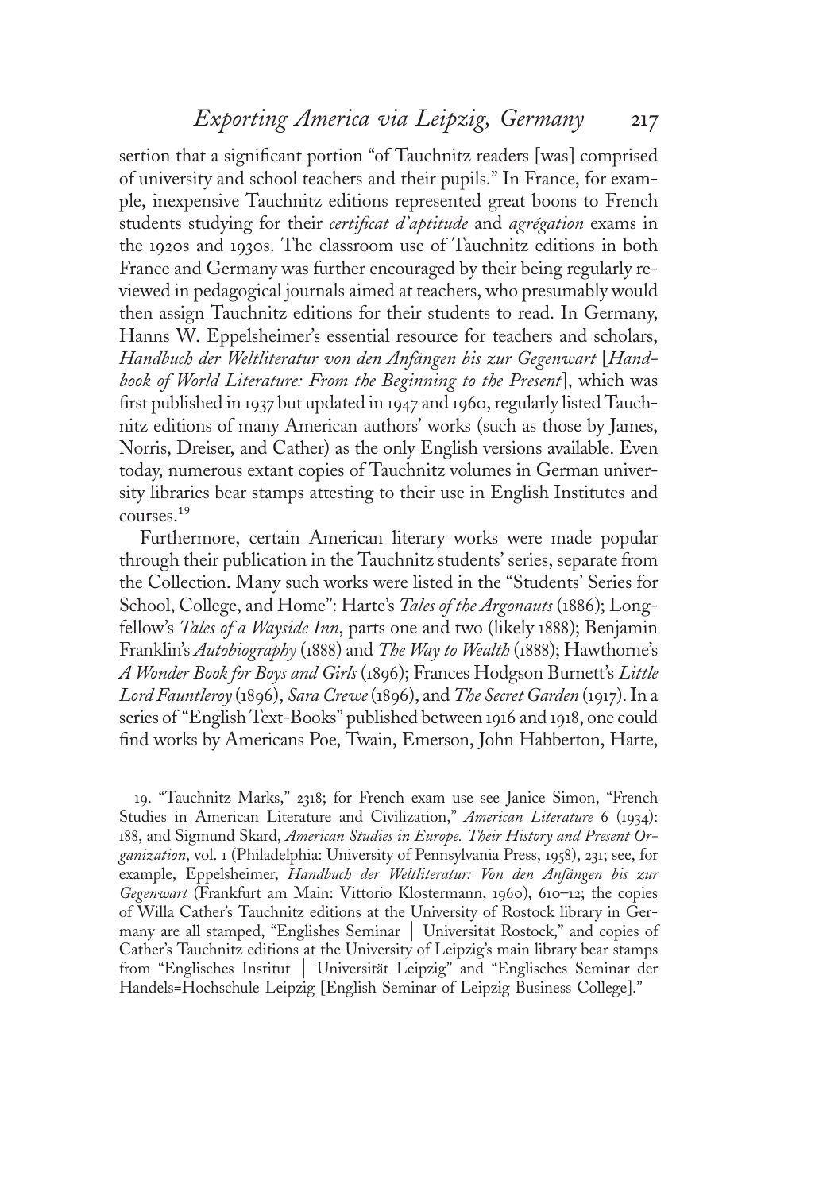sertion that a significant portion "of Tauchnitz readers [was] comprised of university and school teachers and their pupils." In France, for example, inexpensive Tauchnitz editions represented great boons to French students studying for their *certificat d'aptitude* and *agrégation* exams in the 1920s and 1930s. The classroom use of Tauchnitz editions in both France and Germany was further encouraged by their being regularly reviewed in pedagogical journals aimed at teachers, who presumably would then assign Tauchnitz editions for their students to read. In Germany, Hanns W. Eppelsheimer's essential resource for teachers and scholars, *Handbuch der Weltliteratur von den Anfängen bis zur Gegenwart* [*Handbook of World Literature: From the Beginning to the Present*], which was first published in 1937 but updated in 1947 and 1960, regularly listed Tauchnitz editions of many American authors' works (such as those by James, Norris, Dreiser, and Cather) as the only English versions available. Even today, numerous extant copies of Tauchnitz volumes in German university libraries bear stamps attesting to their use in English Institutes and courses.[19]

Furthermore, certain American literary works were made popular through their publication in the Tauchnitz students' series, separate from the Collection. Many such works were listed in the "Students' Series for School, College, and Home": Harte's *Tales of the Argonauts* (1886); Longfellow's *Tales of a Wayside Inn*, parts one and two (likely 1888); Benjamin Franklin's *Autobiography* (1888) and *The Way to Wealth* (1888); Hawthorne's *A Wonder Book for Boys and Girls* (1896); Frances Hodgson Burnett's *Little Lord Fauntleroy* (1896), *Sara Crewe* (1896), and *The Secret Garden* (1917). In a series of "English Text-Books" published between 1916 and 1918, one could find works by Americans Poe, Twain, Emerson, John Habberton, Harte,

19. "Tauchnitz Marks," 2318; for French exam use see Janice Simon, "French Studies in American Literature and Civilization," *American Literature* 6 (1934): 188, and Sigmund Skard, *American Studies in Europe. Their History and Present Organization*, vol. 1 (Philadelphia: University of Pennsylvania Press, 1958), 231; see, for example, Eppelsheimer, *Handbuch der Weltliteratur: Von den Anfängen bis zur Gegenwart* (Frankfurt am Main: Vittorio Klostermann, 1960), 610–12; the copies of Willa Cather's Tauchnitz editions at the University of Rostock library in Germany are all stamped, "Englishes Seminar | Universität Rostock," and copies of Cather's Tauchnitz editions at the University of Leipzig's main library bear stamps from "Englisches Institut | Universität Leipzig" and "Englisches Seminar der Handels=Hochschule Leipzig [English Seminar of Leipzig Business College]."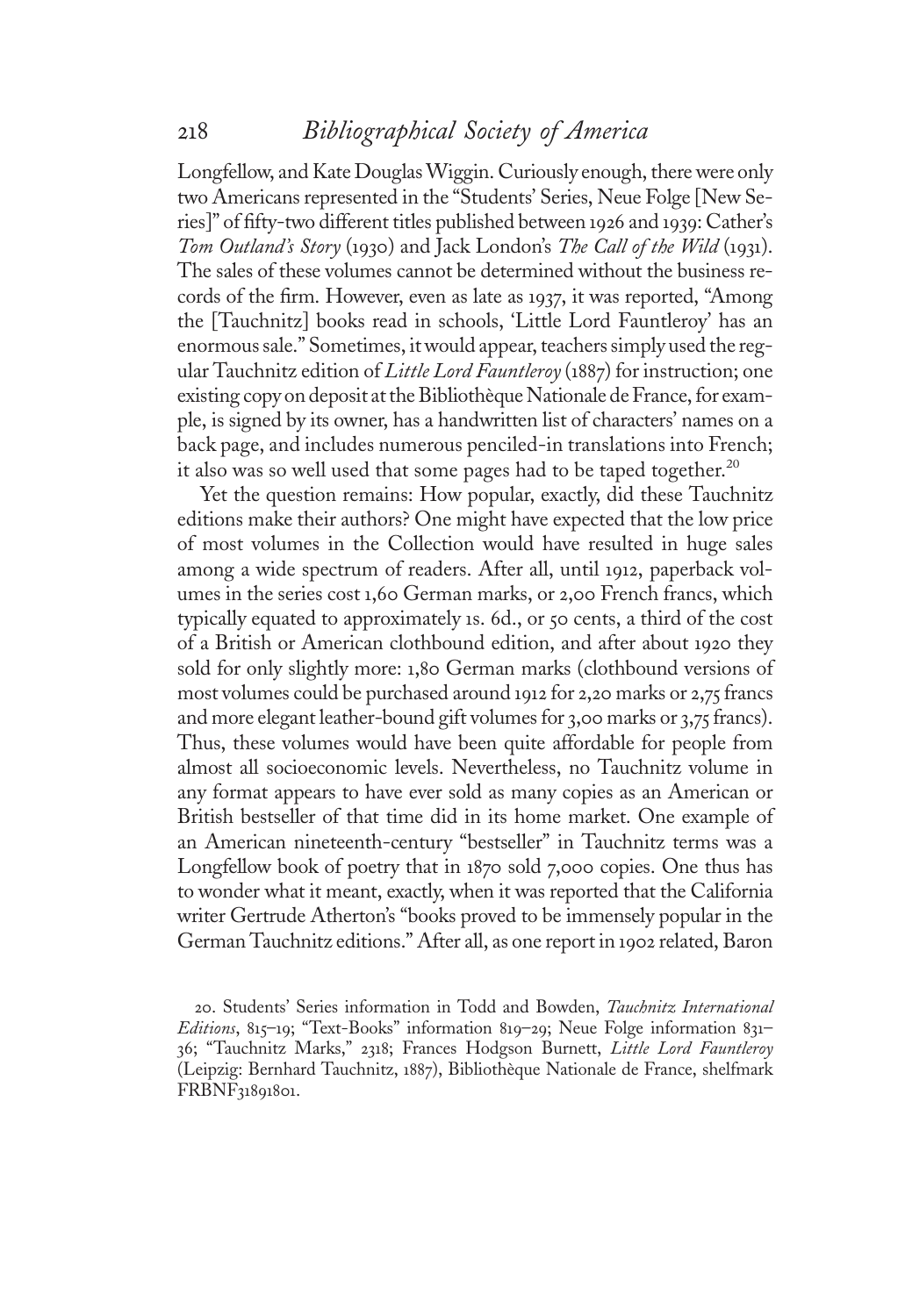Longfellow, and Kate Douglas Wiggin. Curiously enough, there were only two Americans represented in the "Students' Series, Neue Folge [New Series]" of fifty-two different titles published between 1926 and 1939: Cather's *Tom Outland's Story* (1930) and Jack London's *The Call of the Wild* (1931). The sales of these volumes cannot be determined without the business records of the firm. However, even as late as 1937, it was reported, "Among the [Tauchnitz] books read in schools, 'Little Lord Fauntleroy' has an enormous sale." Sometimes, it would appear, teachers simply used the regular Tauchnitz edition of *Little Lord Fauntleroy* (1887) for instruction; one existing copy on deposit at the Bibliothèque Nationale de France, for example, is signed by its owner, has a handwritten list of characters' names on a back page, and includes numerous penciled-in translations into French; it also was so well used that some pages had to be taped together.[20]

Yet the question remains: How popular, exactly, did these Tauchnitz editions make their authors? One might have expected that the low price of most volumes in the Collection would have resulted in huge sales among a wide spectrum of readers. After all, until 1912, paperback volumes in the series cost 1,60 German marks, or 2,00 French francs, which typically equated to approximately 1s. 6d., or 50 cents, a third of the cost of a British or American clothbound edition, and after about 1920 they sold for only slightly more: 1,80 German marks (clothbound versions of most volumes could be purchased around 1912 for 2,20 marks or 2,75 francs and more elegant leather-bound gift volumes for 3,00 marks or 3,75 francs). Thus, these volumes would have been quite affordable for people from almost all socioeconomic levels. Nevertheless, no Tauchnitz volume in any format appears to have ever sold as many copies as an American or British bestseller of that time did in its home market. One example of an American nineteenth-century "bestseller" in Tauchnitz terms was a Longfellow book of poetry that in 1870 sold 7,000 copies. One thus has to wonder what it meant, exactly, when it was reported that the California writer Gertrude Atherton's "books proved to be immensely popular in the German Tauchnitz editions." After all, as one report in 1902 related, Baron

20. Students' Series information in Todd and Bowden, *Tauchnitz International Editions*, 815–19; "Text-Books" information 819–29; Neue Folge information 831–36; "Tauchnitz Marks," 2318; Frances Hodgson Burnett, *Little Lord Fauntleroy* (Leipzig: Bernhard Tauchnitz, 1887), Bibliothèque Nationale de France, shelfmark FRBNF31891801.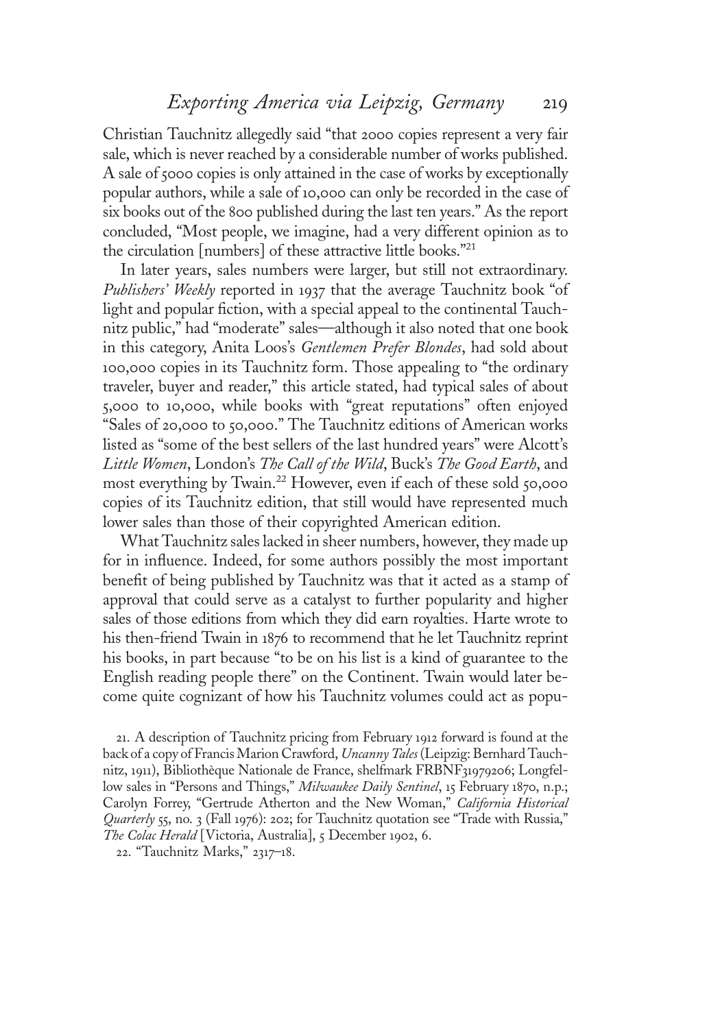Christian Tauchnitz allegedly said "that 2000 copies represent a very fair sale, which is never reached by a considerable number of works published. A sale of 5000 copies is only attained in the case of works by exceptionally popular authors, while a sale of 10,000 can only be recorded in the case of six books out of the 800 published during the last ten years." As the report concluded, "Most people, we imagine, had a very different opinion as to the circulation [numbers] of these attractive little books."[21]

In later years, sales numbers were larger, but still not extraordinary. *Publishers' Weekly* reported in 1937 that the average Tauchnitz book "of light and popular fiction, with a special appeal to the continental Tauchnitz public," had "moderate" sales—although it also noted that one book in this category, Anita Loos's *Gentlemen Prefer Blondes*, had sold about 100,000 copies in its Tauchnitz form. Those appealing to "the ordinary traveler, buyer and reader," this article stated, had typical sales of about 5,000 to 10,000, while books with "great reputations" often enjoyed "Sales of 20,000 to 50,000." The Tauchnitz editions of American works listed as "some of the best sellers of the last hundred years" were Alcott's *Little Women*, London's *The Call of the Wild*, Buck's *The Good Earth*, and most everything by Twain.[22] However, even if each of these sold 50,000 copies of its Tauchnitz edition, that still would have represented much lower sales than those of their copyrighted American edition.

What Tauchnitz sales lacked in sheer numbers, however, they made up for in influence. Indeed, for some authors possibly the most important benefit of being published by Tauchnitz was that it acted as a stamp of approval that could serve as a catalyst to further popularity and higher sales of those editions from which they did earn royalties. Harte wrote to his then-friend Twain in 1876 to recommend that he let Tauchnitz reprint his books, in part because "to be on his list is a kind of guarantee to the English reading people there" on the Continent. Twain would later become quite cognizant of how his Tauchnitz volumes could act as popu-

21. A description of Tauchnitz pricing from February 1912 forward is found at the back of a copy of Francis Marion Crawford, *Uncanny Tales* (Leipzig: Bernhard Tauchnitz, 1911), Bibliothèque Nationale de France, shelfmark FRBNF31979206; Longfellow sales in "Persons and Things," *Milwaukee Daily Sentinel*, 15 February 1870, n.p.; Carolyn Forrey, "Gertrude Atherton and the New Woman," *California Historical Quarterly* 55, no. 3 (Fall 1976): 202; for Tauchnitz quotation see "Trade with Russia," *The Colac Herald* [Victoria, Australia], 5 December 1902, 6.

22. "Tauchnitz Marks," 2317–18.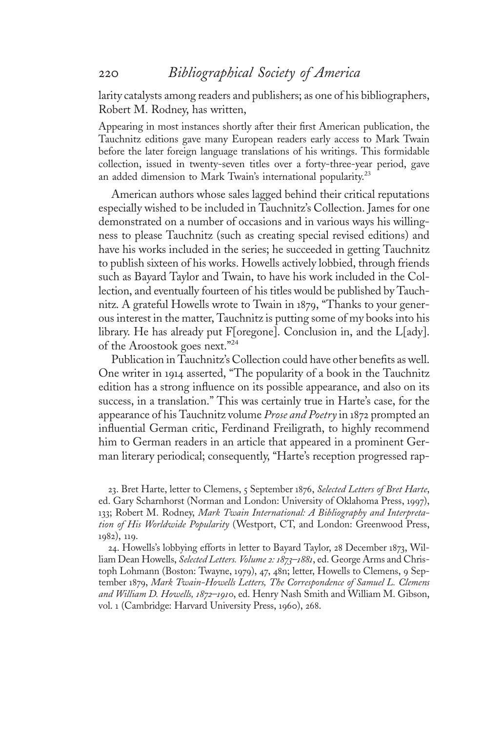larity catalysts among readers and publishers; as one of his bibliographers, Robert M. Rodney, has written,

> Appearing in most instances shortly after their first American publication, the Tauchnitz editions gave many European readers early access to Mark Twain before the later foreign language translations of his writings. This formidable collection, issued in twenty-seven titles over a forty-three-year period, gave an added dimension to Mark Twain's international popularity.[23]

American authors whose sales lagged behind their critical reputations especially wished to be included in Tauchnitz's Collection. James for one demonstrated on a number of occasions and in various ways his willingness to please Tauchnitz (such as creating special revised editions) and have his works included in the series; he succeeded in getting Tauchnitz to publish sixteen of his works. Howells actively lobbied, through friends such as Bayard Taylor and Twain, to have his work included in the Collection, and eventually fourteen of his titles would be published by Tauchnitz. A grateful Howells wrote to Twain in 1879, "Thanks to your generous interest in the matter, Tauchnitz is putting some of my books into his library. He has already put F[oregone]. Conclusion in, and the L[ady]. of the Aroostook goes next."[24]

Publication in Tauchnitz's Collection could have other benefits as well. One writer in 1914 asserted, "The popularity of a book in the Tauchnitz edition has a strong influence on its possible appearance, and also on its success, in a translation." This was certainly true in Harte's case, for the appearance of his Tauchnitz volume *Prose and Poetry* in 1872 prompted an influential German critic, Ferdinand Freiligrath, to highly recommend him to German readers in an article that appeared in a prominent German literary periodical; consequently, "Harte's reception progressed rap-

---

23. Bret Harte, letter to Clemens, 5 September 1876, *Selected Letters of Bret Harte*, ed. Gary Scharnhorst (Norman and London: University of Oklahoma Press, 1997), 133; Robert M. Rodney, *Mark Twain International: A Bibliography and Interpretation of His Worldwide Popularity* (Westport, CT, and London: Greenwood Press, 1982), 119.

24. Howells's lobbying efforts in letter to Bayard Taylor, 28 December 1873, William Dean Howells, *Selected Letters. Volume 2: 1873–1881*, ed. George Arms and Christoph Lohmann (Boston: Twayne, 1979), 47, 48n; letter, Howells to Clemens, 9 September 1879, *Mark Twain-Howells Letters, The Correspondence of Samuel L. Clemens and William D. Howells, 1872–1910*, ed. Henry Nash Smith and William M. Gibson, vol. 1 (Cambridge: Harvard University Press, 1960), 268.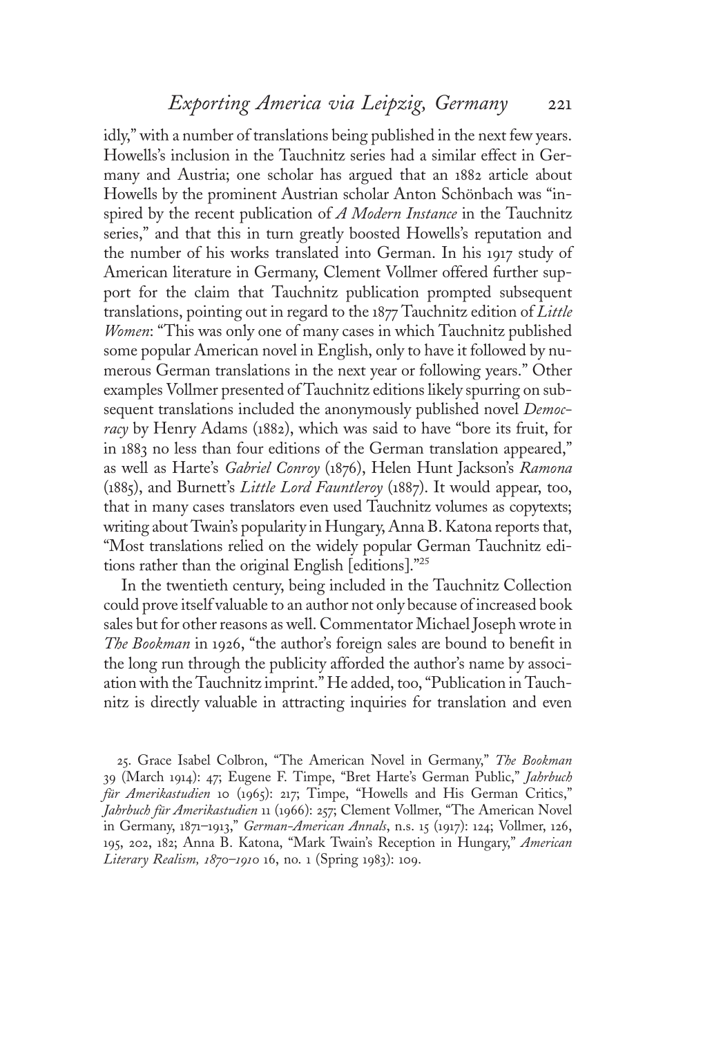idly," with a number of translations being published in the next few years. Howells's inclusion in the Tauchnitz series had a similar effect in Germany and Austria; one scholar has argued that an 1882 article about Howells by the prominent Austrian scholar Anton Schönbach was "inspired by the recent publication of *A Modern Instance* in the Tauchnitz series," and that this in turn greatly boosted Howells's reputation and the number of his works translated into German. In his 1917 study of American literature in Germany, Clement Vollmer offered further support for the claim that Tauchnitz publication prompted subsequent translations, pointing out in regard to the 1877 Tauchnitz edition of *Little Women*: "This was only one of many cases in which Tauchnitz published some popular American novel in English, only to have it followed by numerous German translations in the next year or following years." Other examples Vollmer presented of Tauchnitz editions likely spurring on subsequent translations included the anonymously published novel *Democracy* by Henry Adams (1882), which was said to have "bore its fruit, for in 1883 no less than four editions of the German translation appeared," as well as Harte's *Gabriel Conroy* (1876), Helen Hunt Jackson's *Ramona* (1885), and Burnett's *Little Lord Fauntleroy* (1887). It would appear, too, that in many cases translators even used Tauchnitz volumes as copytexts; writing about Twain's popularity in Hungary, Anna B. Katona reports that, "Most translations relied on the widely popular German Tauchnitz editions rather than the original English [editions]."[25]

In the twentieth century, being included in the Tauchnitz Collection could prove itself valuable to an author not only because of increased book sales but for other reasons as well. Commentator Michael Joseph wrote in *The Bookman* in 1926, "the author's foreign sales are bound to benefit in the long run through the publicity afforded the author's name by association with the Tauchnitz imprint." He added, too, "Publication in Tauchnitz is directly valuable in attracting inquiries for translation and even

25. Grace Isabel Colbron, "The American Novel in Germany," *The Bookman* 39 (March 1914): 47; Eugene F. Timpe, "Bret Harte's German Public," *Jahrbuch für Amerikastudien* 10 (1965): 217; Timpe, "Howells and His German Critics," *Jahrbuch für Amerikastudien* 11 (1966): 257; Clement Vollmer, "The American Novel in Germany, 1871–1913," *German-American Annals*, n.s. 15 (1917): 124; Vollmer, 126, 195, 202, 182; Anna B. Katona, "Mark Twain's Reception in Hungary," *American Literary Realism, 1870–1910* 16, no. 1 (Spring 1983): 109.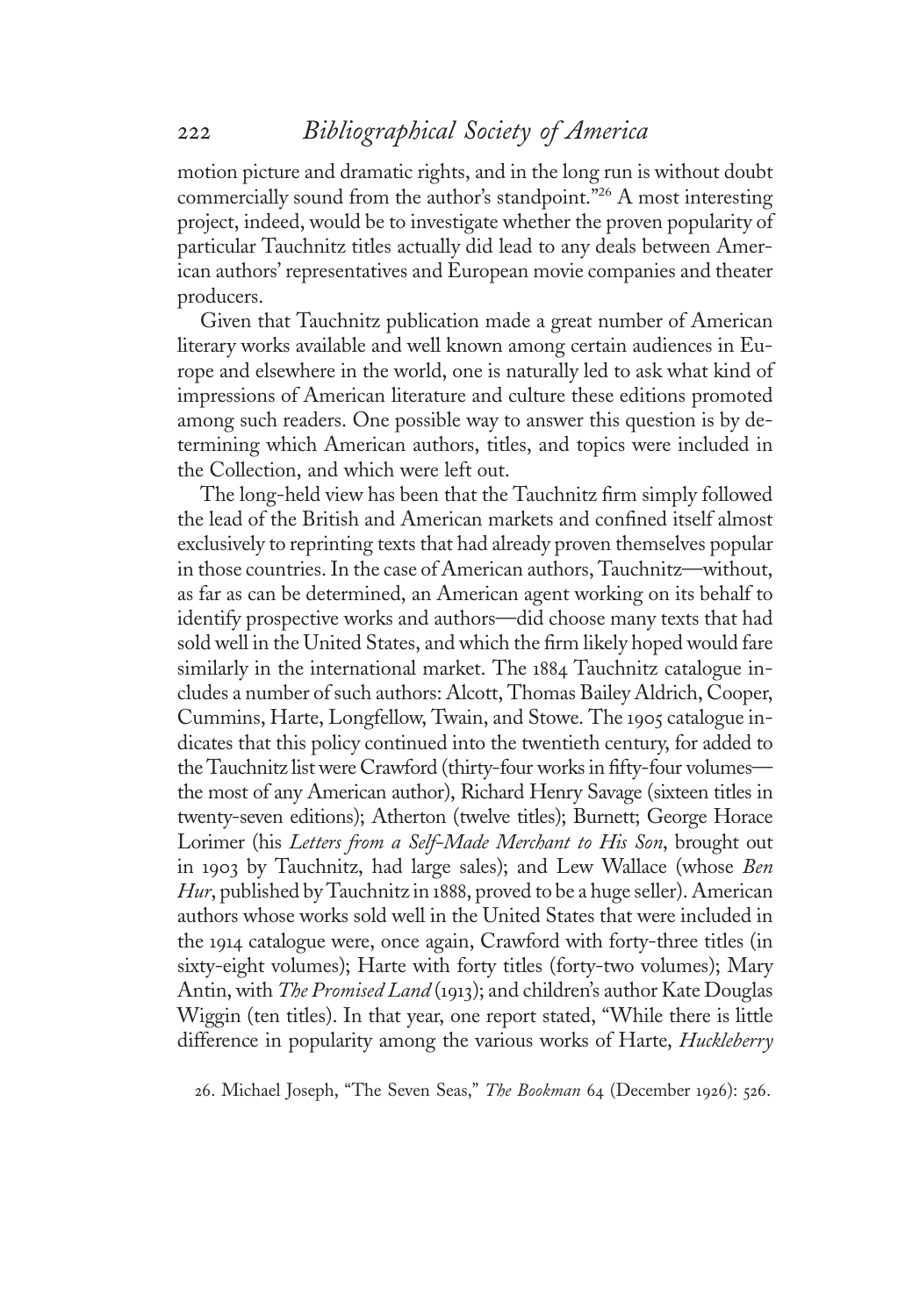motion picture and dramatic rights, and in the long run is without doubt commercially sound from the author's standpoint."[26] A most interesting project, indeed, would be to investigate whether the proven popularity of particular Tauchnitz titles actually did lead to any deals between American authors' representatives and European movie companies and theater producers.

Given that Tauchnitz publication made a great number of American literary works available and well known among certain audiences in Europe and elsewhere in the world, one is naturally led to ask what kind of impressions of American literature and culture these editions promoted among such readers. One possible way to answer this question is by determining which American authors, titles, and topics were included in the Collection, and which were left out.

The long-held view has been that the Tauchnitz firm simply followed the lead of the British and American markets and confined itself almost exclusively to reprinting texts that had already proven themselves popular in those countries. In the case of American authors, Tauchnitz—without, as far as can be determined, an American agent working on its behalf to identify prospective works and authors—did choose many texts that had sold well in the United States, and which the firm likely hoped would fare similarly in the international market. The 1884 Tauchnitz catalogue includes a number of such authors: Alcott, Thomas Bailey Aldrich, Cooper, Cummins, Harte, Longfellow, Twain, and Stowe. The 1905 catalogue indicates that this policy continued into the twentieth century, for added to the Tauchnitz list were Crawford (thirty-four works in fifty-four volumes—the most of any American author), Richard Henry Savage (sixteen titles in twenty-seven editions); Atherton (twelve titles); Burnett; George Horace Lorimer (his *Letters from a Self-Made Merchant to His Son*, brought out in 1903 by Tauchnitz, had large sales); and Lew Wallace (whose *Ben Hur*, published by Tauchnitz in 1888, proved to be a huge seller). American authors whose works sold well in the United States that were included in the 1914 catalogue were, once again, Crawford with forty-three titles (in sixty-eight volumes); Harte with forty titles (forty-two volumes); Mary Antin, with *The Promised Land* (1913); and children's author Kate Douglas Wiggin (ten titles). In that year, one report stated, "While there is little difference in popularity among the various works of Harte, *Huckleberry*

26. Michael Joseph, "The Seven Seas," *The Bookman* 64 (December 1926): 526.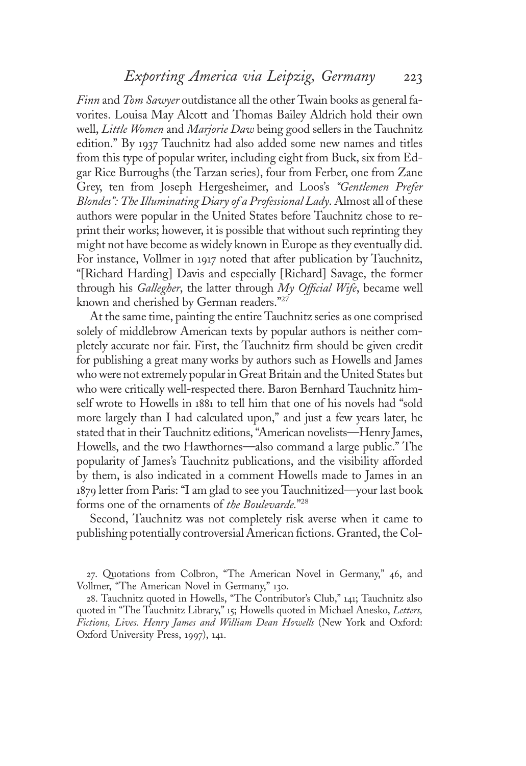*Finn* and *Tom Sawyer* outdistance all the other Twain books as general favorites. Louisa May Alcott and Thomas Bailey Aldrich hold their own well, *Little Women* and *Marjorie Daw* being good sellers in the Tauchnitz edition." By 1937 Tauchnitz had also added some new names and titles from this type of popular writer, including eight from Buck, six from Edgar Rice Burroughs (the Tarzan series), four from Ferber, one from Zane Grey, ten from Joseph Hergesheimer, and Loos's *"Gentlemen Prefer Blondes": The Illuminating Diary of a Professional Lady*. Almost all of these authors were popular in the United States before Tauchnitz chose to reprint their works; however, it is possible that without such reprinting they might not have become as widely known in Europe as they eventually did. For instance, Vollmer in 1917 noted that after publication by Tauchnitz, "[Richard Harding] Davis and especially [Richard] Savage, the former through his *Gallegher*, the latter through *My Official Wife*, became well known and cherished by German readers."[27]

At the same time, painting the entire Tauchnitz series as one comprised solely of middlebrow American texts by popular authors is neither completely accurate nor fair. First, the Tauchnitz firm should be given credit for publishing a great many works by authors such as Howells and James who were not extremely popular in Great Britain and the United States but who were critically well-respected there. Baron Bernhard Tauchnitz himself wrote to Howells in 1881 to tell him that one of his novels had "sold more largely than I had calculated upon," and just a few years later, he stated that in their Tauchnitz editions, "American novelists—Henry James, Howells, and the two Hawthornes—also command a large public." The popularity of James's Tauchnitz publications, and the visibility afforded by them, is also indicated in a comment Howells made to James in an 1879 letter from Paris: "I am glad to see you Tauchnitized—your last book forms one of the ornaments of *the Boulevarde*."[28]

Second, Tauchnitz was not completely risk averse when it came to publishing potentially controversial American fictions. Granted, the Col-

27. Quotations from Colbron, "The American Novel in Germany," 46, and Vollmer, "The American Novel in Germany," 130.

28. Tauchnitz quoted in Howells, "The Contributor's Club," 141; Tauchnitz also quoted in "The Tauchnitz Library," 15; Howells quoted in Michael Anesko, *Letters, Fictions, Lives. Henry James and William Dean Howells* (New York and Oxford: Oxford University Press, 1997), 141.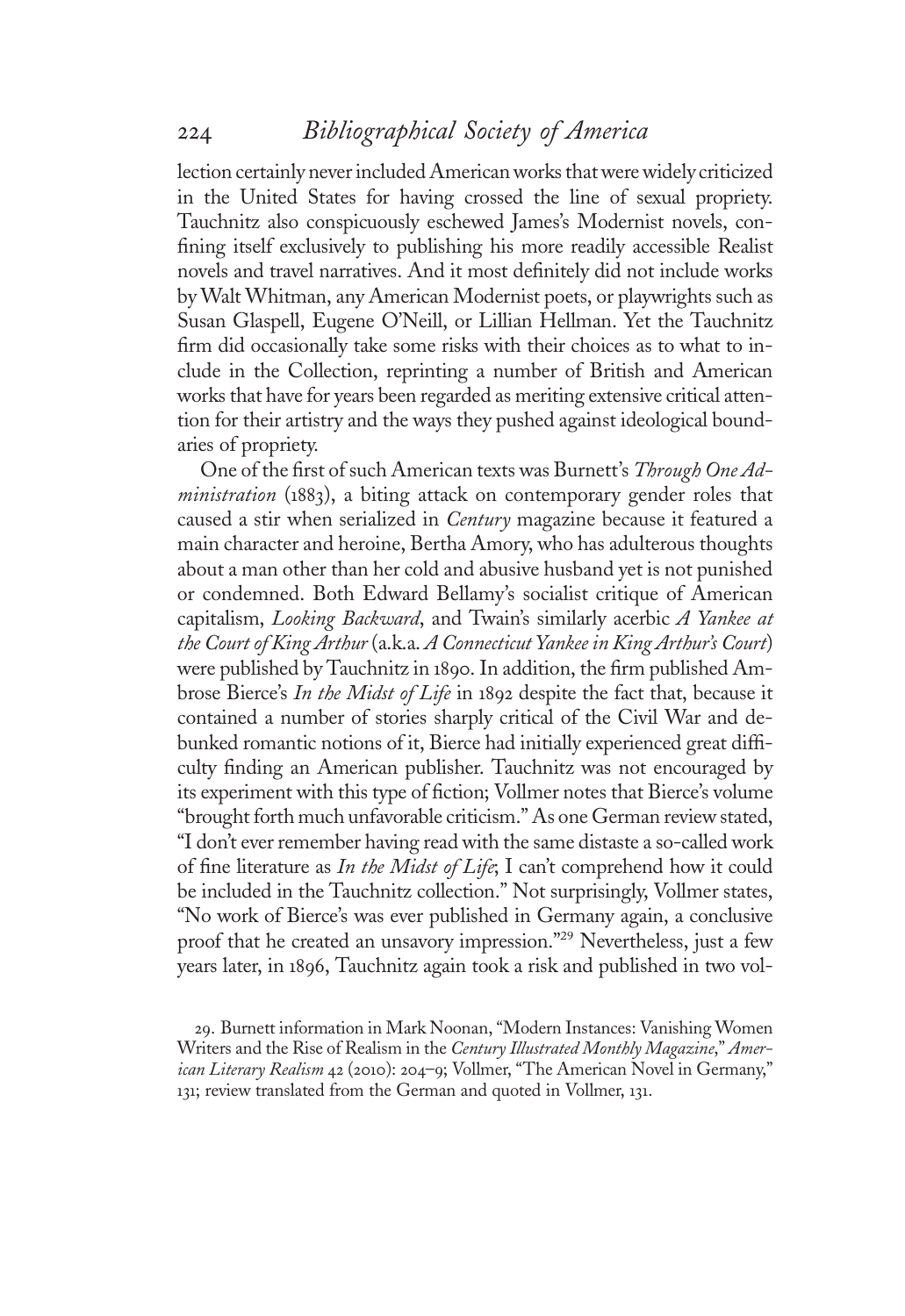lection certainly never included American works that were widely criticized in the United States for having crossed the line of sexual propriety. Tauchnitz also conspicuously eschewed James's Modernist novels, confining itself exclusively to publishing his more readily accessible Realist novels and travel narratives. And it most definitely did not include works by Walt Whitman, any American Modernist poets, or playwrights such as Susan Glaspell, Eugene O'Neill, or Lillian Hellman. Yet the Tauchnitz firm did occasionally take some risks with their choices as to what to include in the Collection, reprinting a number of British and American works that have for years been regarded as meriting extensive critical attention for their artistry and the ways they pushed against ideological boundaries of propriety.

One of the first of such American texts was Burnett's *Through One Administration* (1883), a biting attack on contemporary gender roles that caused a stir when serialized in *Century* magazine because it featured a main character and heroine, Bertha Amory, who has adulterous thoughts about a man other than her cold and abusive husband yet is not punished or condemned. Both Edward Bellamy's socialist critique of American capitalism, *Looking Backward*, and Twain's similarly acerbic *A Yankee at the Court of King Arthur* (a.k.a. *A Connecticut Yankee in King Arthur's Court*) were published by Tauchnitz in 1890. In addition, the firm published Ambrose Bierce's *In the Midst of Life* in 1892 despite the fact that, because it contained a number of stories sharply critical of the Civil War and debunked romantic notions of it, Bierce had initially experienced great difficulty finding an American publisher. Tauchnitz was not encouraged by its experiment with this type of fiction; Vollmer notes that Bierce's volume "brought forth much unfavorable criticism." As one German review stated, "I don't ever remember having read with the same distaste a so-called work of fine literature as *In the Midst of Life*; I can't comprehend how it could be included in the Tauchnitz collection." Not surprisingly, Vollmer states, "No work of Bierce's was ever published in Germany again, a conclusive proof that he created an unsavory impression."[29] Nevertheless, just a few years later, in 1896, Tauchnitz again took a risk and published in two vol-

29. Burnett information in Mark Noonan, "Modern Instances: Vanishing Women Writers and the Rise of Realism in the *Century Illustrated Monthly Magazine*," *American Literary Realism* 42 (2010): 204–9; Vollmer, "The American Novel in Germany," 131; review translated from the German and quoted in Vollmer, 131.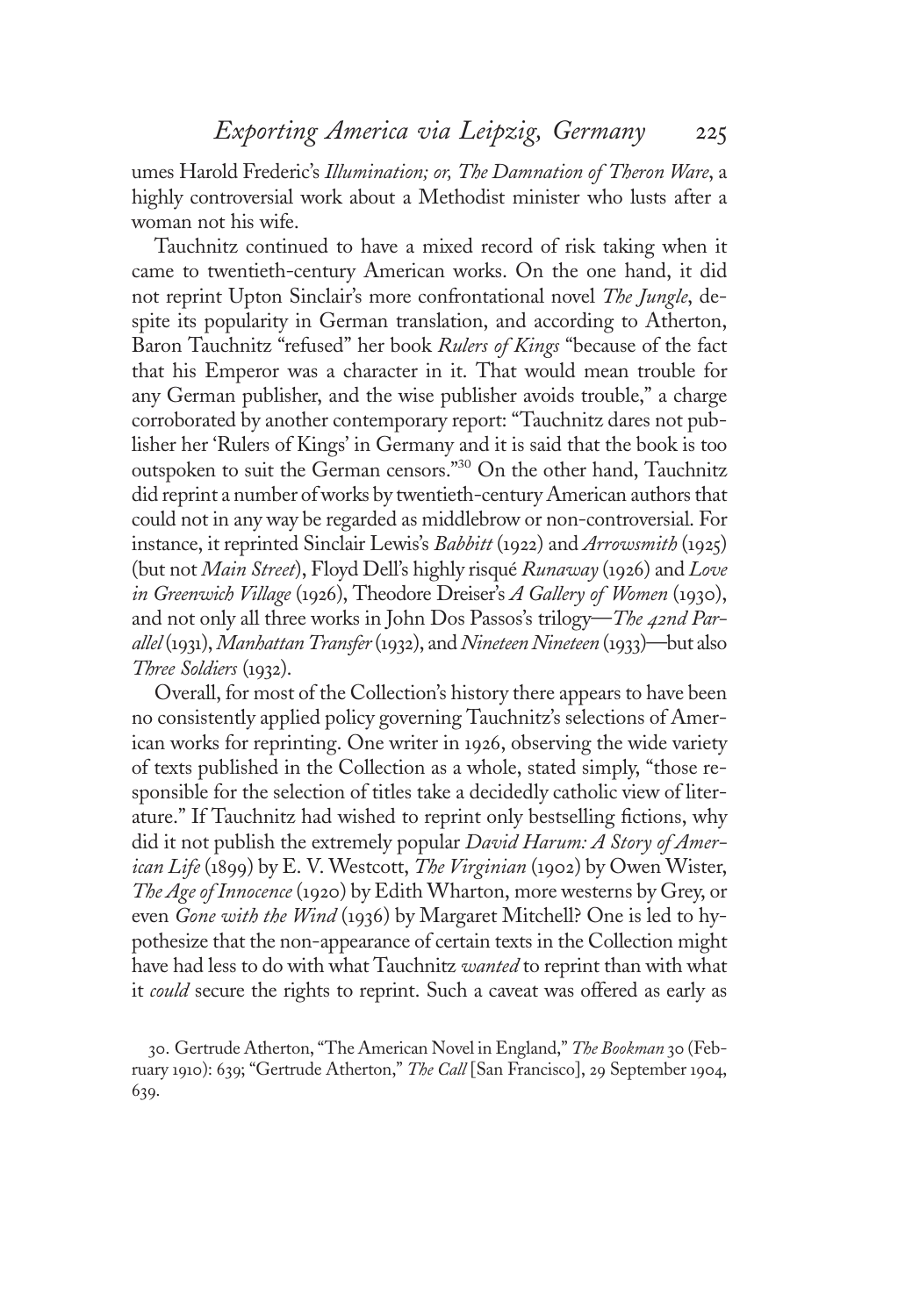umes Harold Frederic's *Illumination; or, The Damnation of Theron Ware*, a highly controversial work about a Methodist minister who lusts after a woman not his wife.

Tauchnitz continued to have a mixed record of risk taking when it came to twentieth-century American works. On the one hand, it did not reprint Upton Sinclair's more confrontational novel *The Jungle*, despite its popularity in German translation, and according to Atherton, Baron Tauchnitz "refused" her book *Rulers of Kings* "because of the fact that his Emperor was a character in it. That would mean trouble for any German publisher, and the wise publisher avoids trouble," a charge corroborated by another contemporary report: "Tauchnitz dares not publisher her 'Rulers of Kings' in Germany and it is said that the book is too outspoken to suit the German censors."[30] On the other hand, Tauchnitz did reprint a number of works by twentieth-century American authors that could not in any way be regarded as middlebrow or non-controversial. For instance, it reprinted Sinclair Lewis's *Babbitt* (1922) and *Arrowsmith* (1925) (but not *Main Street*), Floyd Dell's highly risqué *Runaway* (1926) and *Love in Greenwich Village* (1926), Theodore Dreiser's *A Gallery of Women* (1930), and not only all three works in John Dos Passos's trilogy—*The 42nd Parallel* (1931), *Manhattan Transfer* (1932), and *Nineteen Nineteen* (1933)—but also *Three Soldiers* (1932).

Overall, for most of the Collection's history there appears to have been no consistently applied policy governing Tauchnitz's selections of American works for reprinting. One writer in 1926, observing the wide variety of texts published in the Collection as a whole, stated simply, "those responsible for the selection of titles take a decidedly catholic view of literature." If Tauchnitz had wished to reprint only bestselling fictions, why did it not publish the extremely popular *David Harum: A Story of American Life* (1899) by E. V. Westcott, *The Virginian* (1902) by Owen Wister, *The Age of Innocence* (1920) by Edith Wharton, more westerns by Grey, or even *Gone with the Wind* (1936) by Margaret Mitchell? One is led to hypothesize that the non-appearance of certain texts in the Collection might have had less to do with what Tauchnitz *wanted* to reprint than with what it *could* secure the rights to reprint. Such a caveat was offered as early as

30. Gertrude Atherton, "The American Novel in England," *The Bookman* 30 (February 1910): 639; "Gertrude Atherton," *The Call* [San Francisco], 29 September 1904, 639.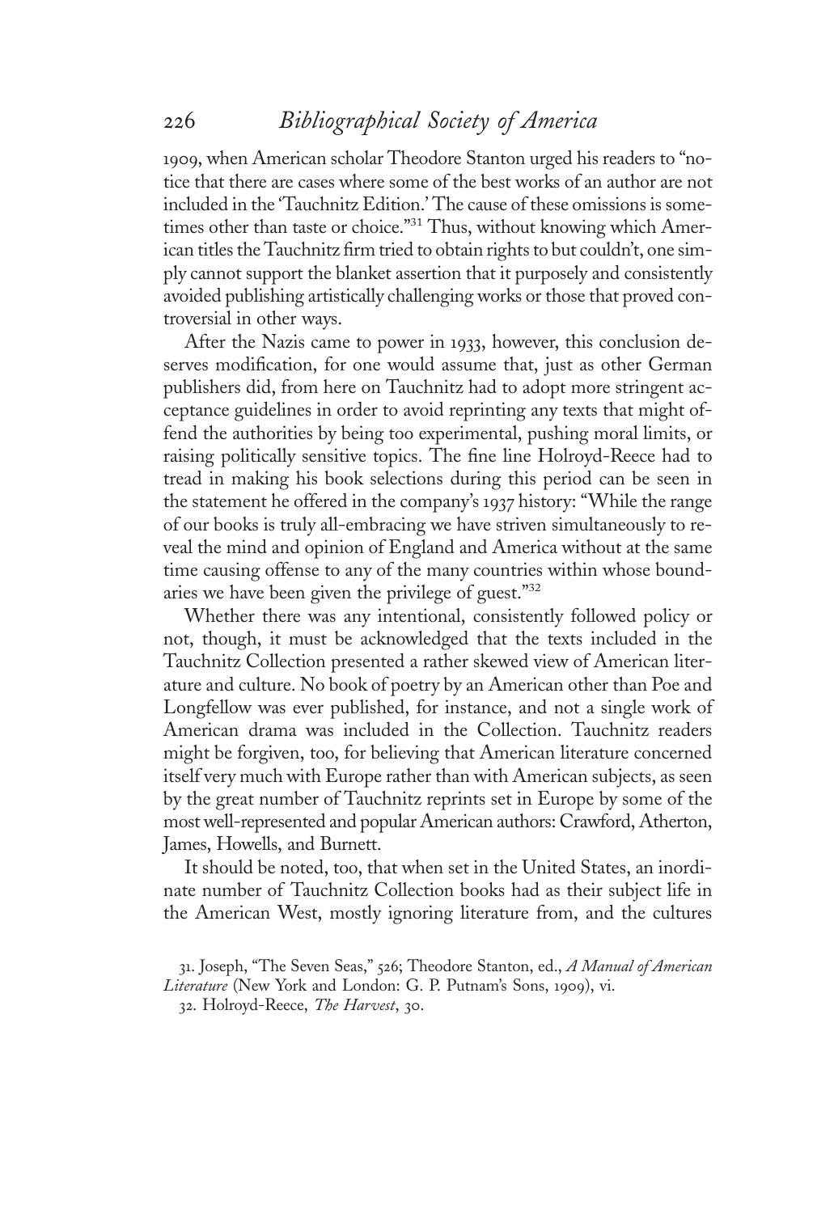1909, when American scholar Theodore Stanton urged his readers to "notice that there are cases where some of the best works of an author are not included in the 'Tauchnitz Edition.' The cause of these omissions is sometimes other than taste or choice."[31] Thus, without knowing which American titles the Tauchnitz firm tried to obtain rights to but couldn't, one simply cannot support the blanket assertion that it purposely and consistently avoided publishing artistically challenging works or those that proved controversial in other ways.

After the Nazis came to power in 1933, however, this conclusion deserves modification, for one would assume that, just as other German publishers did, from here on Tauchnitz had to adopt more stringent acceptance guidelines in order to avoid reprinting any texts that might offend the authorities by being too experimental, pushing moral limits, or raising politically sensitive topics. The fine line Holroyd-Reece had to tread in making his book selections during this period can be seen in the statement he offered in the company's 1937 history: "While the range of our books is truly all-embracing we have striven simultaneously to reveal the mind and opinion of England and America without at the same time causing offense to any of the many countries within whose boundaries we have been given the privilege of guest."[32]

Whether there was any intentional, consistently followed policy or not, though, it must be acknowledged that the texts included in the Tauchnitz Collection presented a rather skewed view of American literature and culture. No book of poetry by an American other than Poe and Longfellow was ever published, for instance, and not a single work of American drama was included in the Collection. Tauchnitz readers might be forgiven, too, for believing that American literature concerned itself very much with Europe rather than with American subjects, as seen by the great number of Tauchnitz reprints set in Europe by some of the most well-represented and popular American authors: Crawford, Atherton, James, Howells, and Burnett.

It should be noted, too, that when set in the United States, an inordinate number of Tauchnitz Collection books had as their subject life in the American West, mostly ignoring literature from, and the cultures

31. Joseph, "The Seven Seas," 526; Theodore Stanton, ed., *A Manual of American Literature* (New York and London: G. P. Putnam's Sons, 1909), vi.

32. Holroyd-Reece, *The Harvest*, 30.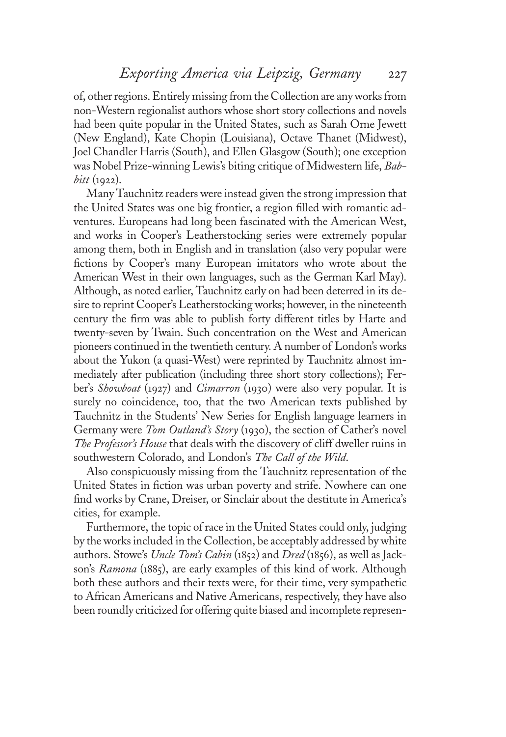of, other regions. Entirely missing from the Collection are any works from non-Western regionalist authors whose short story collections and novels had been quite popular in the United States, such as Sarah Orne Jewett (New England), Kate Chopin (Louisiana), Octave Thanet (Midwest), Joel Chandler Harris (South), and Ellen Glasgow (South); one exception was Nobel Prize-winning Lewis's biting critique of Midwestern life, *Babbitt* (1922).

Many Tauchnitz readers were instead given the strong impression that the United States was one big frontier, a region filled with romantic adventures. Europeans had long been fascinated with the American West, and works in Cooper's Leatherstocking series were extremely popular among them, both in English and in translation (also very popular were fictions by Cooper's many European imitators who wrote about the American West in their own languages, such as the German Karl May). Although, as noted earlier, Tauchnitz early on had been deterred in its desire to reprint Cooper's Leatherstocking works; however, in the nineteenth century the firm was able to publish forty different titles by Harte and twenty-seven by Twain. Such concentration on the West and American pioneers continued in the twentieth century. A number of London's works about the Yukon (a quasi-West) were reprinted by Tauchnitz almost immediately after publication (including three short story collections); Ferber's *Showboat* (1927) and *Cimarron* (1930) were also very popular. It is surely no coincidence, too, that the two American texts published by Tauchnitz in the Students' New Series for English language learners in Germany were *Tom Outland's Story* (1930), the section of Cather's novel *The Professor's House* that deals with the discovery of cliff dweller ruins in southwestern Colorado, and London's *The Call of the Wild*.

Also conspicuously missing from the Tauchnitz representation of the United States in fiction was urban poverty and strife. Nowhere can one find works by Crane, Dreiser, or Sinclair about the destitute in America's cities, for example.

Furthermore, the topic of race in the United States could only, judging by the works included in the Collection, be acceptably addressed by white authors. Stowe's *Uncle Tom's Cabin* (1852) and *Dred* (1856), as well as Jackson's *Ramona* (1885), are early examples of this kind of work. Although both these authors and their texts were, for their time, very sympathetic to African Americans and Native Americans, respectively, they have also been roundly criticized for offering quite biased and incomplete represen-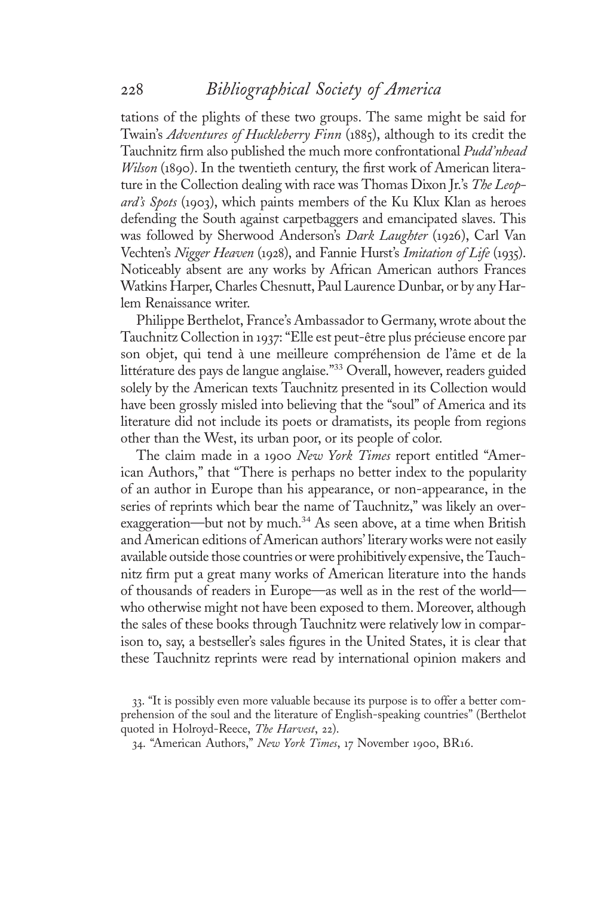tations of the plights of these two groups. The same might be said for Twain's *Adventures of Huckleberry Finn* (1885), although to its credit the Tauchnitz firm also published the much more confrontational *Pudd'nhead Wilson* (1890). In the twentieth century, the first work of American literature in the Collection dealing with race was Thomas Dixon Jr.'s *The Leopard's Spots* (1903), which paints members of the Ku Klux Klan as heroes defending the South against carpetbaggers and emancipated slaves. This was followed by Sherwood Anderson's *Dark Laughter* (1926), Carl Van Vechten's *Nigger Heaven* (1928), and Fannie Hurst's *Imitation of Life* (1935). Noticeably absent are any works by African American authors Frances Watkins Harper, Charles Chesnutt, Paul Laurence Dunbar, or by any Harlem Renaissance writer.

Philippe Berthelot, France's Ambassador to Germany, wrote about the Tauchnitz Collection in 1937: "Elle est peut-être plus précieuse encore par son objet, qui tend à une meilleure compréhension de l'âme et de la littérature des pays de langue anglaise."[33] Overall, however, readers guided solely by the American texts Tauchnitz presented in its Collection would have been grossly misled into believing that the "soul" of America and its literature did not include its poets or dramatists, its people from regions other than the West, its urban poor, or its people of color.

The claim made in a 1900 *New York Times* report entitled "American Authors," that "There is perhaps no better index to the popularity of an author in Europe than his appearance, or non-appearance, in the series of reprints which bear the name of Tauchnitz," was likely an overexaggeration—but not by much.[34] As seen above, at a time when British and American editions of American authors' literary works were not easily available outside those countries or were prohibitively expensive, the Tauchnitz firm put a great many works of American literature into the hands of thousands of readers in Europe—as well as in the rest of the world—who otherwise might not have been exposed to them. Moreover, although the sales of these books through Tauchnitz were relatively low in comparison to, say, a bestseller's sales figures in the United States, it is clear that these Tauchnitz reprints were read by international opinion makers and

33. "It is possibly even more valuable because its purpose is to offer a better comprehension of the soul and the literature of English-speaking countries" (Berthelot quoted in Holroyd-Reece, *The Harvest*, 22).

34. "American Authors," *New York Times*, 17 November 1900, BR16.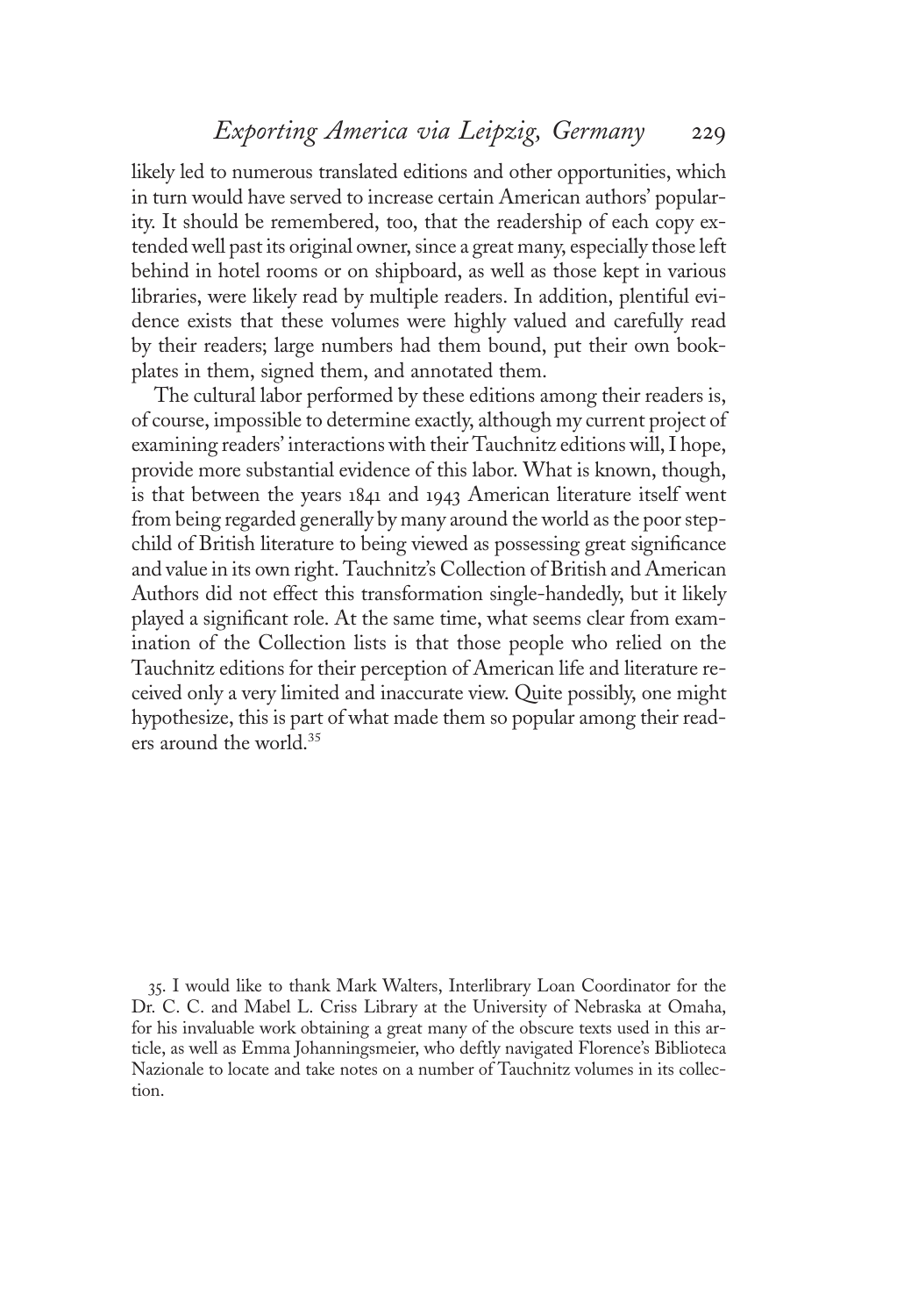likely led to numerous translated editions and other opportunities, which in turn would have served to increase certain American authors' popularity. It should be remembered, too, that the readership of each copy extended well past its original owner, since a great many, especially those left behind in hotel rooms or on shipboard, as well as those kept in various libraries, were likely read by multiple readers. In addition, plentiful evidence exists that these volumes were highly valued and carefully read by their readers; large numbers had them bound, put their own bookplates in them, signed them, and annotated them.

The cultural labor performed by these editions among their readers is, of course, impossible to determine exactly, although my current project of examining readers' interactions with their Tauchnitz editions will, I hope, provide more substantial evidence of this labor. What is known, though, is that between the years 1841 and 1943 American literature itself went from being regarded generally by many around the world as the poor stepchild of British literature to being viewed as possessing great significance and value in its own right. Tauchnitz's Collection of British and American Authors did not effect this transformation single-handedly, but it likely played a significant role. At the same time, what seems clear from examination of the Collection lists is that those people who relied on the Tauchnitz editions for their perception of American life and literature received only a very limited and inaccurate view. Quite possibly, one might hypothesize, this is part of what made them so popular among their readers around the world.[35]

35. I would like to thank Mark Walters, Interlibrary Loan Coordinator for the Dr. C. C. and Mabel L. Criss Library at the University of Nebraska at Omaha, for his invaluable work obtaining a great many of the obscure texts used in this article, as well as Emma Johanningsmeier, who deftly navigated Florence's Biblioteca Nazionale to locate and take notes on a number of Tauchnitz volumes in its collection.